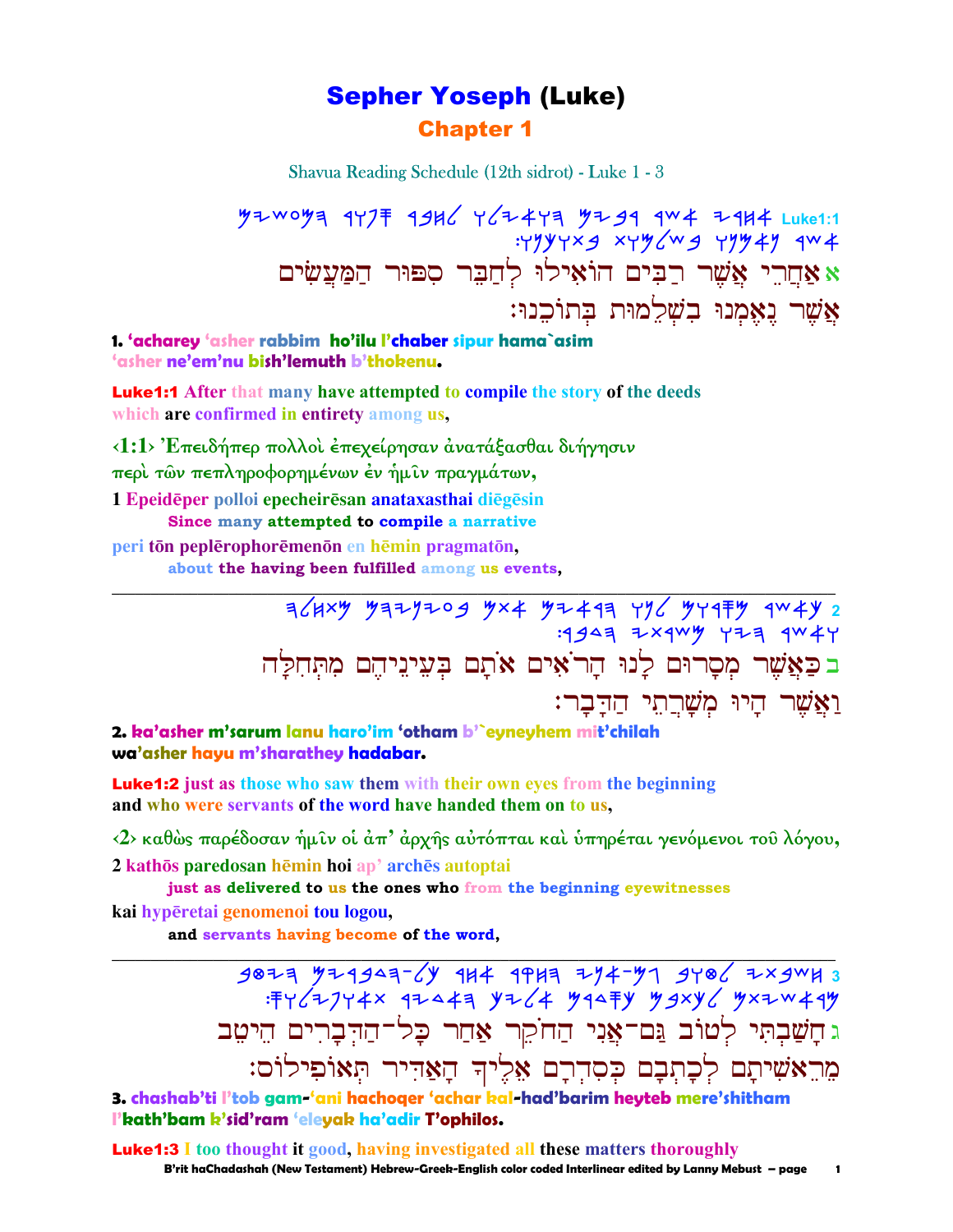# Sepher Yoseph (Luke)

## Chapter 1

Shavua Reading Schedule (12th sidrot) - Luke 1 - 3

אחרי אשר רבים הואילו לחבר ספור המעשים אשר נאמנו בשלמות בתוכנו: Luke1:1

א אַחֲרֵי אֲשֶׁר רַבִּים הוֹאִילוּ לְחַבֵּר סִפּוּר הַמַּעֲשִׂים אֲשֶׁר נֶאֶמְנוּ בִּשְׁלֵמוּת בְּתוֹכֵנוּ׃

**1. 'acharey 'asher rabbim ho'ilu l'chaber sipur hama`asim 'asher ne'em'nu bish'lemuth b'thokenu.**

**Luke1:1** After that many have attempted to compile the story of the deeds which are confirmed in entirety among us,

‹1:1› Ἐπειδήπερ πολλοὶ ἐπεχείρησαν ἀνατάξασθαι διήγησιν περὶ τῶν πεπληροφορημένων ἐν ἡμῖν πραγμάτων,

1 Epeidēper polloi epecheirēsan anataxasthai diēgēsin
Since many attempted to compile a narrative
peri tōn peplērophorēmenōn en hēmin pragmatōn,
about the having been fulfilled among us events,

---

2 כאשר מסרום לנו הראים אתם בעיניהם מתחלה ואשר היו משרתי הדבר:

ב כַּאֲשֶׁר מְסָרוּם לָנוּ הָרֹאִים אֹתָם בְּעֵינֵיהֶם מִתְּחִלָּה וַאֲשֶׁר הָיוּ מְשָׁרְתֵי הַדָּבָר׃

**2. ka'asher m'sarum lanu haro'im 'otham b'`eyneyhem mit'chilah wa'asher hayu m'sharathey hadabar.**

**Luke1:2** just as those who saw them with their own eyes from the beginning and who were servants of the word have handed them on to us,

‹2› καθὼς παρέδοσαν ἡμῖν οἱ ἀπ' ἀρχῆς αὐτόπται καὶ ὑπηρέται γενόμενοι τοῦ λόγου,

2 kathōs paredosan hēmin hoi ap' archēs autoptai
just as delivered to us the ones who from the beginning eyewitnesses
kai hypēretai genomenoi tou logou,
and servants having become of the word,

---

3 חשבתי לטוב גם-אני החקר אחר כל-הדברים היטב מראשיתם לכתבם כסדרם אליך האדיר תאופילוס:

ג חָשַׁבְתִּי לְטוֹב גַּם־אֲנִי הַחֹקֵר אַחַר כָּל־הַדְּבָרִים הֵיטֵב מֵרֵאשִׁיתָם לְכָתְבָם כְּסִדְרָם אֵלֶיךָ הָאַדִּיר תְּאוֹפִילוֹס׃

**3. chashab'ti l'tob gam-'ani hachoqer 'achar kal-had'barim heyteb mere'shitham l'kath'bam k'sid'ram 'eleyak ha'adir T'ophilos.**

**Luke1:3** I too thought it good, having investigated all these matters thoroughly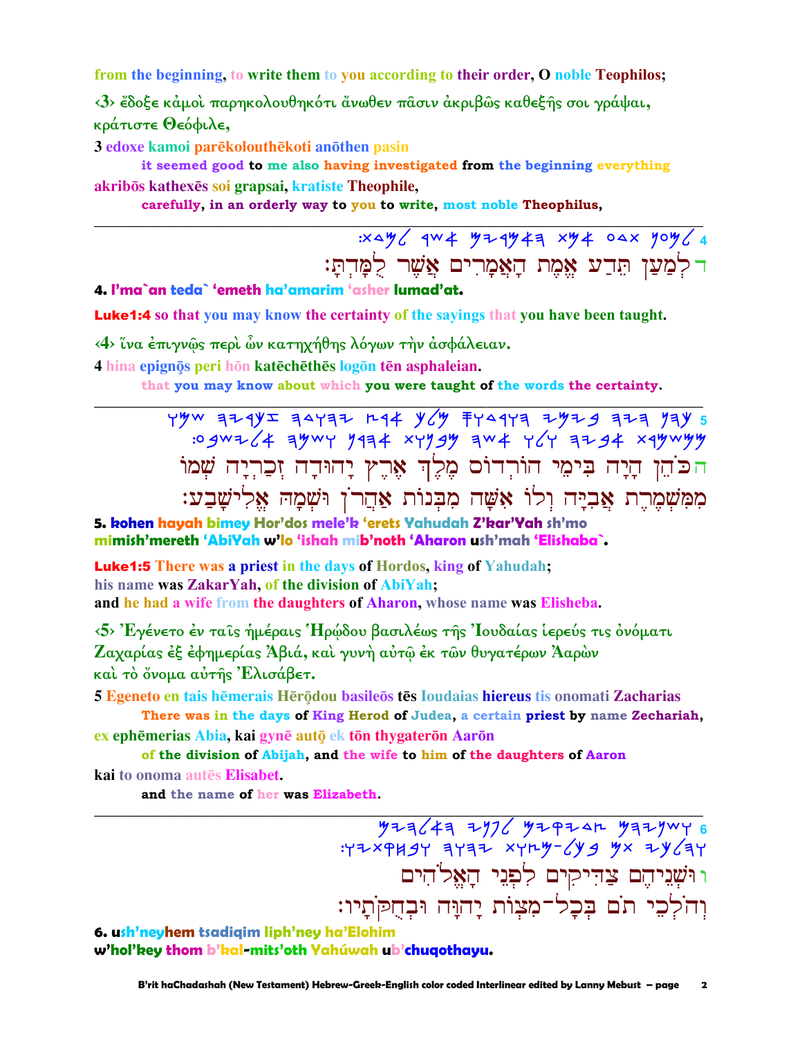from the beginning, to write them to you according to their order, O noble Teophilos;

‹3› ἔδοξε κἀμοὶ παρηκολουθηκότι ἄνωθεν πᾶσιν ἀκριβῶς καθεξῆς σοι γράψαι, κράτιστε Θεόφιλε,

3 edoxe kamoi parēkolouthēkoti anōthen pasin
it seemed good to me also having investigated from the beginning everything
akribōs kathexēs soi grapsai, kratiste Theophile,
carefully, in an orderly way to you to write, most noble Theophilus,

---

4 :xדמל רשא םירמאה תמא עדת ןעמל

ד לְמַעַן תֵּדַע אֱמֶת הָאֲמָרִים אֲשֶׁר לֻמָּדְתָּ:

**4. l'ma`an teda` 'emeth ha'amarim 'asher lumad'at.**

**Luke1:4 so that you may know the certainty of the sayings that you have been taught.**

‹4› ἵνα ἐπιγνῷς περὶ ὧν κατηχήθης λόγων τὴν ἀσφάλειαν.

4 hina epignōs peri hōn katēchēthēs logōn tēn asphaleian.
that you may know about which you were taught of the words the certainty.

---

ה כֹּהֵן הָיָה בִּימֵי הוֹרְדוֹס מֶלֶךְ אֶרֶץ יָהוּדָה זְכַרְיָה שְׁמוֹ מִמִּשְׁמֶרֶת אֲבִיָּה וְלוֹ אִשָּׁה מִבְּנוֹת אַהֲרֹן וּשְׁמָהּ אֱלִישָׁבַע:

**5. kohen hayah bimey Hor'dos mele'k 'erets Yahudah Z'kar'Yah sh'mo mimish'mereth 'AbiYah w'lo 'ishah mib'noth 'Aharon ush'mah 'Elishaba`.**

**Luke1:5 There was a priest in the days of Hordos, king of Yahudah; his name was ZakarYah, of the division of AbiYah; and he had a wife from the daughters of Aharon, whose name was Elisheba.**

‹5› Ἐγένετο ἐν ταῖς ἡμέραις Ἡρῴδου βασιλέως τῆς Ἰουδαίας ἱερεύς τις ὀνόματι Ζαχαρίας ἐξ ἐφημερίας Ἀβιά, καὶ γυνὴ αὐτῷ ἐκ τῶν θυγατέρων Ἀαρὼν καὶ τὸ ὄνομα αὐτῆς Ἐλισάβετ.

5 Egeneto en tais hēmerais Hērōdou basileōs tēs Ioudaias hiereus tis onomati Zacharias
There was in the days of King Herod of Judea, a certain priest by name Zechariah,
ex ephēmerias Abia, kai gynē autō ek tōn thygaterōn Aarōn
of the division of Abijah, and the wife to him of the daughters of Aaron
kai to onoma autēs Elisabet.
and the name of her was Elizabeth.

---

ו וּשְׁנֵיהֶם צַדִּיקִים לִפְנֵי הָאֱלֹהִים וְהֹלְכֵי תֹם בְּכָל־מִצְוֹת יָהוָּה וּבְחֻקֹּתָיו:

**6. ush'neyhem tsadiqim liph'ney ha'Elohim w'hol'key thom b'kal-mits'oth Yahúwah ub'chuqothayu.**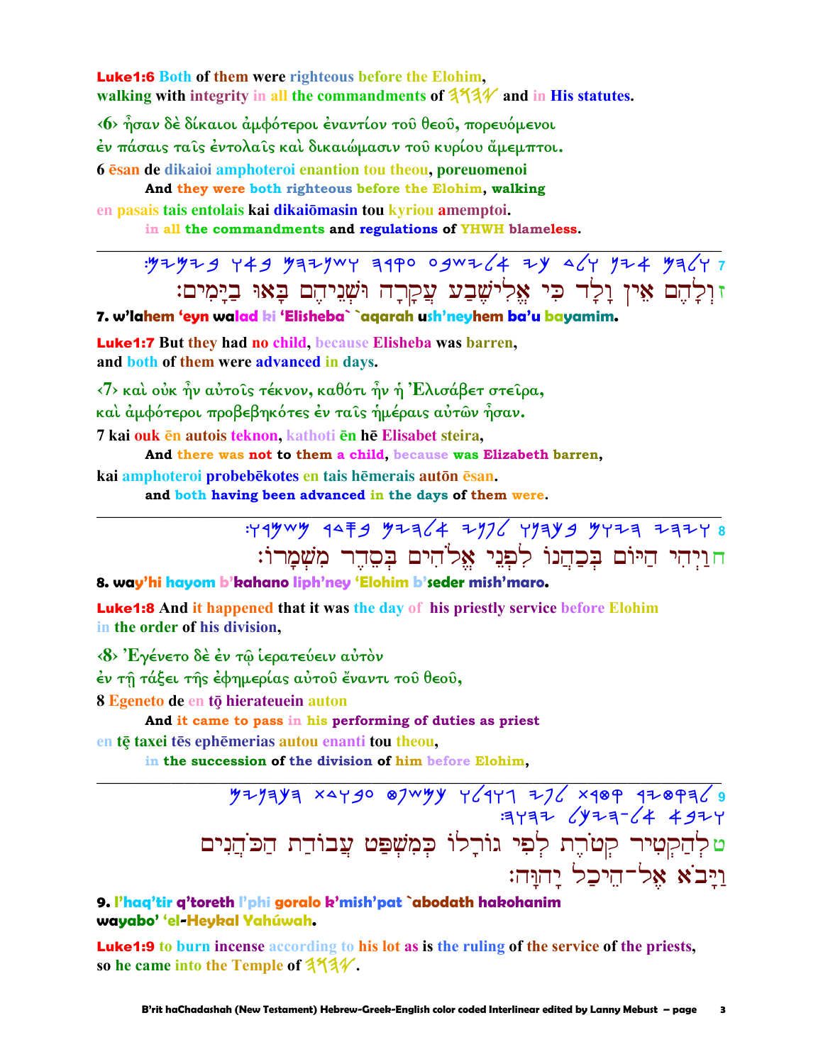**Luke1:6** Both of them were righteous before the Elohim,
walking with integrity in all the commandments of 𐤉𐤄𐤅𐤄 and in His statutes.

‹6› ἦσαν δὲ δίκαιοι ἀμφότεροι ἐναντίον τοῦ θεοῦ, πορευόμενοι
ἐν πάσαις ταῖς ἐντολαῖς καὶ δικαιώμασιν τοῦ κυρίου ἄμεμπτοι.

6 ēsan de dikaioi amphoteroi enantion tou theou, poreuomenoi
And they were both righteous before the Elohim, walking

en pasais tais entolais kai dikaiōmasin tou kyriou amemptoi.
in all the commandments and regulations of YHWH blameless.

---

7 ז וְלָהֶם אֵין וָלָד כִּי אֱלִישֶׁבַע עֲקָרָה וּשְׁנֵיהֶם בָּאוּ בַיָּמִים׃

**7. w'lahem 'eyn walad ki 'Elisheba` `aqarah ush'neyhem ba'u bayamim.**

**Luke1:7** But they had no child, because Elisheba was barren,
and both of them were advanced in days.

‹7› καὶ οὐκ ἦν αὐτοῖς τέκνον, καθότι ἦν ἡ Ἐλισάβετ στεῖρα,
καὶ ἀμφότεροι προβεβηκότες ἐν ταῖς ἡμέραις αὐτῶν ἦσαν.

7 kai ouk ēn autois teknon, kathoti ēn hē Elisabet steira,
And there was not to them a child, because was Elizabeth barren,

kai amphoteroi probebēkotes en tais hēmerais autōn ēsan.
and both having been advanced in the days of them were.

---

8 ח וַיְהִי הַיּוֹם בְּכַהֲנוֹ לִפְנֵי אֱלֹהִים בְּסֵדֶר מִשְׁמָרוֹ׃

**8. way'hi hayom b'kahano liph'ney 'Elohim b'seder mish'maro.**

**Luke1:8** And it happened that it was the day of his priestly service before Elohim
in the order of his division,

‹8› Ἐγένετο δὲ ἐν τῷ ἱερατεύειν αὐτὸν
ἐν τῇ τάξει τῆς ἐφημερίας αὐτοῦ ἔναντι τοῦ θεοῦ,

8 Egeneto de en tō hierateuein auton
And it came to pass in his performing of duties as priest

en tē taxei tēs ephēmerias autou enanti tou theou,
in the succession of the division of him before Elohim,

---

9 ט לְהַקְטִיר קְטֹרֶת לְפִי גוֹרָלוֹ כְּמִשְׁפַּט עֲבוֹדַת הַכֹּהֲנִים
וַיָּבֹא אֶל־הֵיכַל יָהוָּה׃

**9. l'haq'tir q'toreth l'phi goralo k'mish'pat `abodath hakohanim
wayabo' 'el-Heykal Yahúwah.**

**Luke1:9** to burn incense according to his lot as is the ruling of the service of the priests,
so he came into the Temple of 𐤉𐤄𐤅𐤄.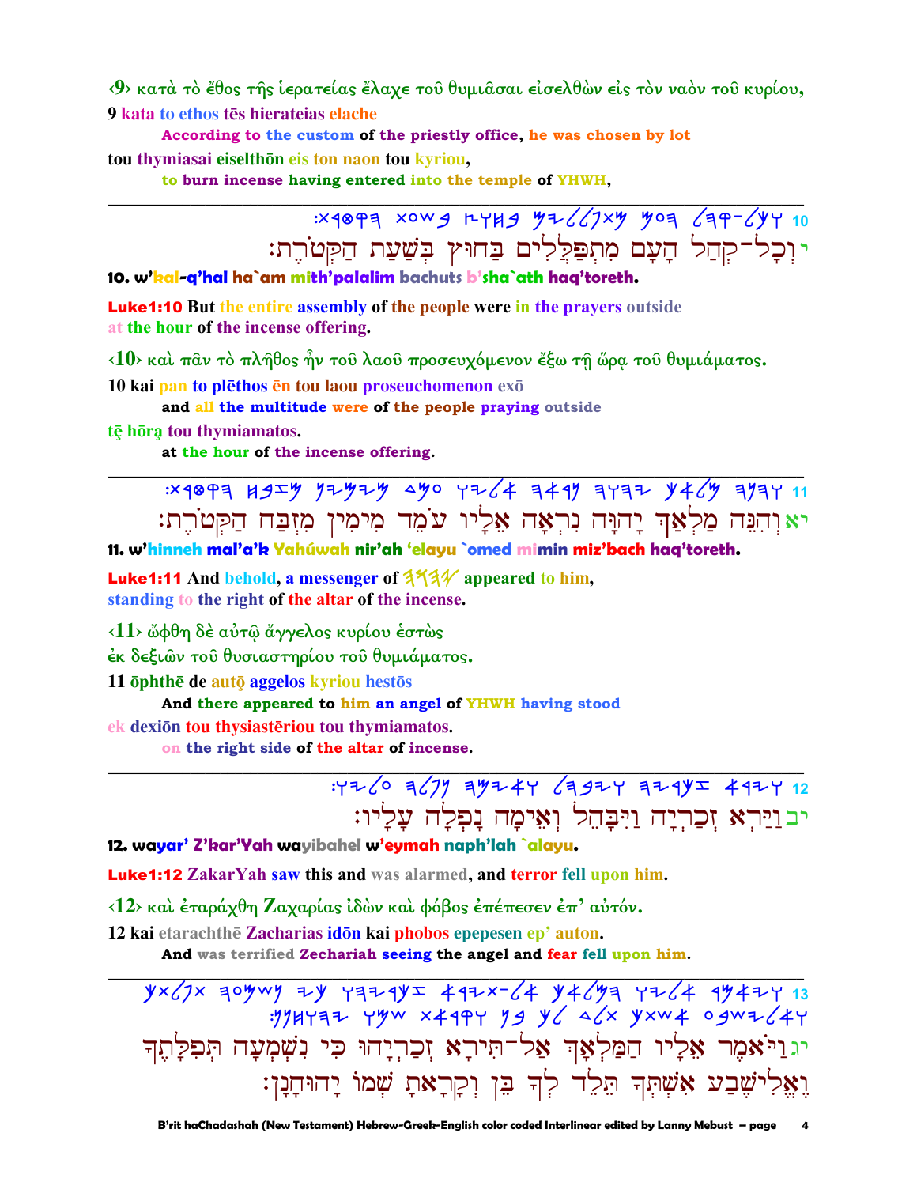‹9› κατὰ τὸ ἔθος τῆς ἱερατείας ἔλαχε τοῦ θυμιᾶσαι εἰσελθὼν εἰς τὸν ναὸν τοῦ κυρίου,

9 kata to ethos tēs hierateias elache

According to the custom of the priestly office, he was chosen by lot

tou thymiasai eiselthōn eis ton naon tou kyriou,

to burn incense having entered into the temple of YHWH,

---

10 :𐤕𐤓𐤈𐤒𐤄 𐤕𐤏𐤔𐤁 𐤑𐤅𐤇𐤁 𐤌𐤉𐤋𐤋𐤐𐤕𐤌 𐤌𐤏𐤄 𐤋𐤄𐤒-𐤋𐤊𐤅

י וְכָל־קְהַל הָעָם מִתְפַּלְּלִים בַּחוּץ בְּשַׁעַת הַקְּטֹרֶת׃

**10. w'kal-q'hal ha`am mith'palalim bachuts b'sha`ath haq'toreth.**

**Luke1:10** But the entire assembly of the people were in the prayers outside at the hour of the incense offering.

‹10› καὶ πᾶν τὸ πλῆθος ἦν τοῦ λαοῦ προσευχόμενον ἔξω τῇ ὥρᾳ τοῦ θυμιάματος.

10 kai pan to plēthos ēn tou laou proseuchomenon exō

and all the multitude were of the people praying outside

tē hōra tou thymiamatos.

at the hour of the incense offering.

---

11 :𐤕𐤓𐤈𐤒𐤄 𐤇𐤁𐤆𐤌 𐤍𐤉𐤌𐤉𐤌 𐤃𐤌𐤏 𐤅𐤉𐤋𐤀 𐤄𐤀𐤓𐤍 𐤄𐤅𐤄𐤉 𐤊𐤀𐤋𐤌 𐤄𐤍𐤄𐤅

יא וְהִנֵּה מַלְאַךְ יָהוָּה נִרְאָה אֵלָיו עֹמֵד מִימִין מִזְבַּח הַקְּטֹרֶת׃

**11. w'hinneh mal'a'k Yahúwah nir'ah 'elayu `omed mimin miz'bach haq'toreth.**

**Luke1:11** And behold, a messenger of 𐤄𐤅𐤄𐤉 appeared to him, standing to the right of the altar of the incense.

‹11› ὤφθη δὲ αὐτῷ ἄγγελος κυρίου ἑστὼς ἐκ δεξιῶν τοῦ θυσιαστηρίου τοῦ θυμιάματος.

11 ōphthē de autō aggelos kyriou hestōs

And there appeared to him an angel of YHWH having stood

ek dexiōn tou thysiastēriou tou thymiamatos.

on the right side of the altar of incense.

---

12 :𐤅𐤉𐤋𐤏 𐤄𐤋𐤐𐤍 𐤄𐤌𐤉𐤀𐤅 𐤋𐤄𐤁𐤉𐤅 𐤄𐤉𐤓𐤊𐤆 𐤀𐤓𐤉𐤅

יב וַיַּרְא זְכַרְיָה וַיִּבָּהֵל וְאֵימָה נָפְלָה עָלָיו׃

**12. wayar' Z'kar'Yah wayibahel w'eymah naph'lah `alayu.**

**Luke1:12** ZakarYah saw this and was alarmed, and terror fell upon him.

‹12› καὶ ἐταράχθη Ζαχαρίας ἰδὼν καὶ φόβος ἐπέπεσεν ἐπ' αὐτόν.

12 kai etarachthē Zacharias idōn kai phobos epepesen ep' auton.

And was terrified Zechariah seeing the angel and fear fell upon him.

---

13 𐤊𐤕𐤋𐤐𐤕 𐤄𐤏𐤌𐤔𐤍 𐤉𐤊 𐤅𐤄𐤉𐤓𐤊𐤆 𐤀𐤓𐤉𐤕-𐤋𐤀 𐤊𐤀𐤋𐤌𐤄 𐤅𐤉𐤋𐤀 𐤓𐤌𐤀𐤉𐤅
:𐤍𐤍𐤇𐤅𐤄𐤉 𐤅𐤌𐤔 𐤕𐤀𐤓𐤒𐤅 𐤍𐤁 𐤊𐤋 𐤃𐤋𐤕 𐤊𐤕𐤔𐤀 𐤏𐤁𐤔𐤉𐤋𐤀𐤅

יג וַיֹּאמֶר אֵלָיו הַמַּלְאָךְ אַל־תִּירָא זְכַרְיָהוּ כִּי נִשְׁמְעָה תְּפִלָּתֶךָ
וֶאֱלִישֶׁבַע אִשְׁתְּךָ תֵּלֵד לְךָ בֵּן וְקָרָאתָ שְׁמוֹ יָהוּחָנָן׃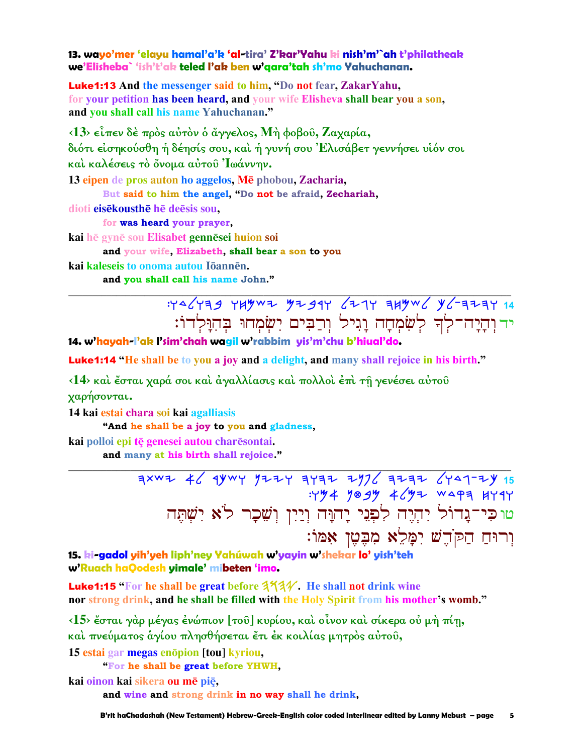**13. wayo'mer 'elayu hamal'a'k 'al-tira' Z'kar'Yahu ki nish'm'`ah t'philatheak we'Elisheba` 'ish't'ak teled l'ak ben w'qara'tah sh'mo Yahuchanan.**

**Luke1:13** And the messenger said to him, "Do not fear, ZakarYahu, for your petition has been heard, and your wife Elisheva shall bear you a son, and you shall call his name Yahuchanan."

‹13› εἶπεν δὲ πρὸς αὐτὸν ὁ ἄγγελος, Μὴ φοβοῦ, Ζαχαρία, διότι εἰσηκούσθη ἡ δέησίς σου, καὶ ἡ γυνή σου Ἐλισάβετ γεννήσει υἱόν σοι καὶ καλέσεις τὸ ὄνομα αὐτοῦ Ἰωάννην.

13 eipen de pros auton ho aggelos, Mē phobou, Zacharia,
**But said to him the angel, "Do not be afraid, Zechariah,**
dioti eisēkousthē hē deēsis sou,
**for was heard your prayer,**
kai hē gynē sou Elisabet gennēsei huion soi
**and your wife, Elizabeth, shall bear a son to you**
kai kaleseis to onoma autou Iōannēn.
**and you shall call his name John."**

---

14 ויהיה־לך לשמחה וגיל ורבים ישמחו בהולדו:

יד וְהָיָה־לְךָ לְשִׂמְחָה וָגִיל וְרַבִּים יִשְׂמְחוּ בְּהִוָּלְדוֹ׃

**14. w'hayah-l'ak l'sim'chah wagil w'rabbim yis'm'chu b'hiual'do.**

**Luke1:14** "He shall be to you a joy and a delight, and many shall rejoice in his birth."

‹14› καὶ ἔσται χαρά σοι καὶ ἀγαλλίασις καὶ πολλοὶ ἐπὶ τῇ γενέσει αὐτοῦ χαρήσονται.

14 kai estai chara soi kai agalliasis
**"And he shall be a joy to you and gladness,**
kai polloi epi tē genesei autou charēsontai.
**and many at his birth shall rejoice."**

---

15 כי־גדול יהיה לפני יהוה ויין ושכר לא ישתה ורוח הקדש ימלא מבטן אמו:

טו כִּי־גָדוֹל יִהְיֶה לִפְנֵי יָהוָּה וְיַיִן וְשֵׁכָר לֹא יִשְׁתֶּה וְרוּחַ הַקֹּדֶשׁ יִמָּלֵא מִבֶּטֶן אִמּוֹ׃

**15. ki-gadol yih'yeh liph'ney Yahúwah w'yayin w'shekar lo' yish'teh w'Ruach haQodesh yimale' mibeten 'imo.**

**Luke1:15** "For he shall be great before יהוה. He shall not drink wine nor strong drink, and he shall be filled with the Holy Spirit from his mother's womb."

‹15› ἔσται γὰρ μέγας ἐνώπιον [τοῦ] κυρίου, καὶ οἶνον καὶ σίκερα οὐ μὴ πίῃ, καὶ πνεύματος ἁγίου πλησθήσεται ἔτι ἐκ κοιλίας μητρὸς αὐτοῦ,

15 estai gar megas enōpion [tou] kyriou,
**"For he shall be great before YHWH,**
kai oinon kai sikera ou mē piē,
**and wine and strong drink in no way shall he drink,**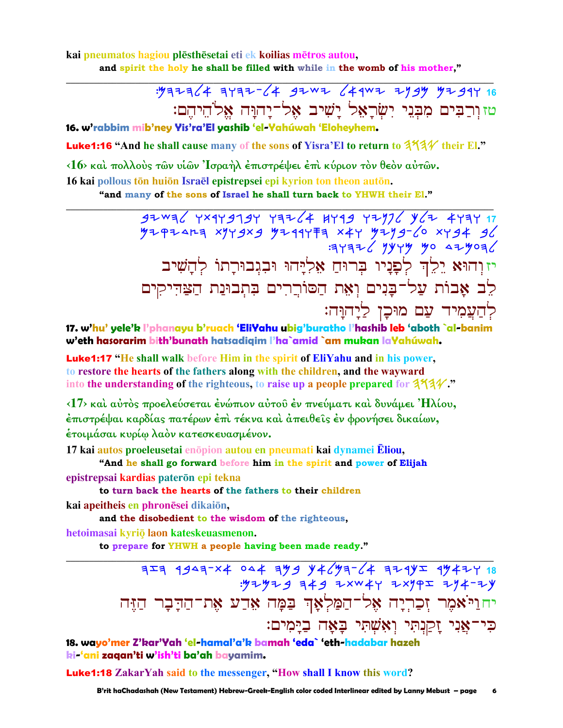kai pneumatos hagiou plēsthēsetai eti ek koilias mētros autou,

and spirit the holy he shall be filled with while in the womb of his mother,"

---

16 ‎:𐤌𐤄𐤉𐤄𐤋𐤀 𐤄𐤅𐤄𐤉-𐤋𐤀 𐤁𐤉𐤔𐤉 𐤋𐤀𐤓𐤔𐤉 𐤉𐤍𐤁𐤌 𐤌𐤉𐤁𐤓𐤅

טז וְרַבִּים מִבְּנֵי יִשְׂרָאֵל יָשִׁיב אֶל־יָהוָּה אֱלֹהֵיהֶם׃

**16. w'rabbim mib'ney Yis'ra'El yashib 'el-Yahúwah 'Eloheyhem.**

**Luke1:16** "And he shall cause many of the sons of Yisra'El to return to 𐤄𐤅𐤄𐤉 their El."

‹16› καὶ πολλοὺς τῶν υἱῶν Ἰσραὴλ ἐπιστρέψει ἐπὶ κύριον τὸν θεὸν αὐτῶν.

16 kai pollous tōn huiōn Israēl epistrepsei epi kyrion ton theon autōn.

"and many of the sons of Israel he shall turn back to YHWH their El."

---

17 ‎𐤁𐤉𐤔𐤄𐤋 𐤅𐤕𐤓𐤅𐤁𐤂𐤁𐤅 𐤅𐤄𐤉𐤋𐤀 𐤇𐤅𐤓𐤁 𐤅𐤉𐤍𐤐𐤋 𐤊𐤋𐤉 𐤀𐤅𐤄𐤅
‎𐤌𐤉𐤒𐤉𐤃𐤑𐤄 𐤕𐤍𐤅𐤁𐤕𐤁 𐤌𐤉𐤓𐤓𐤅𐤎𐤄 𐤕𐤀𐤅 𐤌𐤉𐤍𐤁-𐤋𐤏 𐤕𐤅𐤁𐤀 𐤁𐤋
‎:𐤄𐤅𐤄𐤉𐤋 𐤍𐤊𐤅𐤌 𐤌𐤏 𐤃𐤉𐤌𐤏𐤄𐤋

יז וְהוּא יֵלֵךְ לְפָנָיו בְּרוּחַ אֵלִיָּהוּ וּבִגְבוּרָתוֹ לְהָשִׁיב לֵב אָבוֹת עַל־בָּנִים וְאֶת הַסּוֹרְרִים בִּתְבוּנַת הַצַּדִּיקִים לְהַעֲמִיד עַם מוּכָן לַיָהוָּה׃

**17. w'hu' yele'k l'phanayu b'ruach 'EliYahu ubig'buratho l'hashib leb 'aboth `al-banim w'eth hasorarim bith'bunath hatsadiqim l'ha`amid `am mukan laYahúwah.**

**Luke1:17** "He shall walk before Him in the spirit of EliYahu and in his power, to restore the hearts of the fathers along with the children, and the wayward into the understanding of the righteous, to raise up a people prepared for 𐤄𐤅𐤄𐤉."

‹17› καὶ αὐτὸς προελεύσεται ἐνώπιον αὐτοῦ ἐν πνεύματι καὶ δυνάμει Ἠλίου, ἐπιστρέψαι καρδίας πατέρων ἐπὶ τέκνα καὶ ἀπειθεῖς ἐν φρονήσει δικαίων, ἑτοιμάσαι κυρίῳ λαὸν κατεσκευασμένον.

17 kai autos proeleusetai enōpion autou en pneumati kai dynamei Ēliou,

"And he shall go forward before him in the spirit and power of Elijah

epistrepsai kardias paterōn epi tekna

to turn back the hearts of the fathers to their children

kai apeitheis en phronēsei dikaiōn,

and the disobedient to the wisdom of the righteous,

hetoimasai kyriō laon kateskeuasmenon.

to prepare for YHWH a people having been made ready."

---

18 ‎𐤄𐤆𐤄 𐤓𐤁𐤃𐤄-𐤕𐤀 𐤏𐤃𐤀 𐤄𐤌𐤁 𐤊𐤀𐤋𐤌𐤄-𐤋𐤀 𐤄𐤉𐤓𐤊𐤆 𐤓𐤌𐤀𐤉𐤅
‎:𐤌𐤉𐤌𐤉𐤁 𐤄𐤀𐤁 𐤉𐤕𐤔𐤀𐤅 𐤉𐤕𐤍𐤒𐤆 𐤉𐤍𐤀-𐤉𐤊

יח וַיֹּאמֶר זְכַרְיָה אֶל־הַמַּלְאָךְ בַּמָּה אֵדַע אֶת־הַדָּבָר הַזֶּה כִּי־אֲנִי זָקַנְתִּי וְאִשְׁתִּי בָּאָה בַיָּמִים׃

**18. wayo'mer Z'kar'Yah 'el-hamal'a'k bamah 'eda` 'eth-hadabar hazeh ki-'ani zaqan'ti w'ish'ti ba'ah bayamim.**

**Luke1:18** ZakarYah said to the messenger, "How shall I know this word?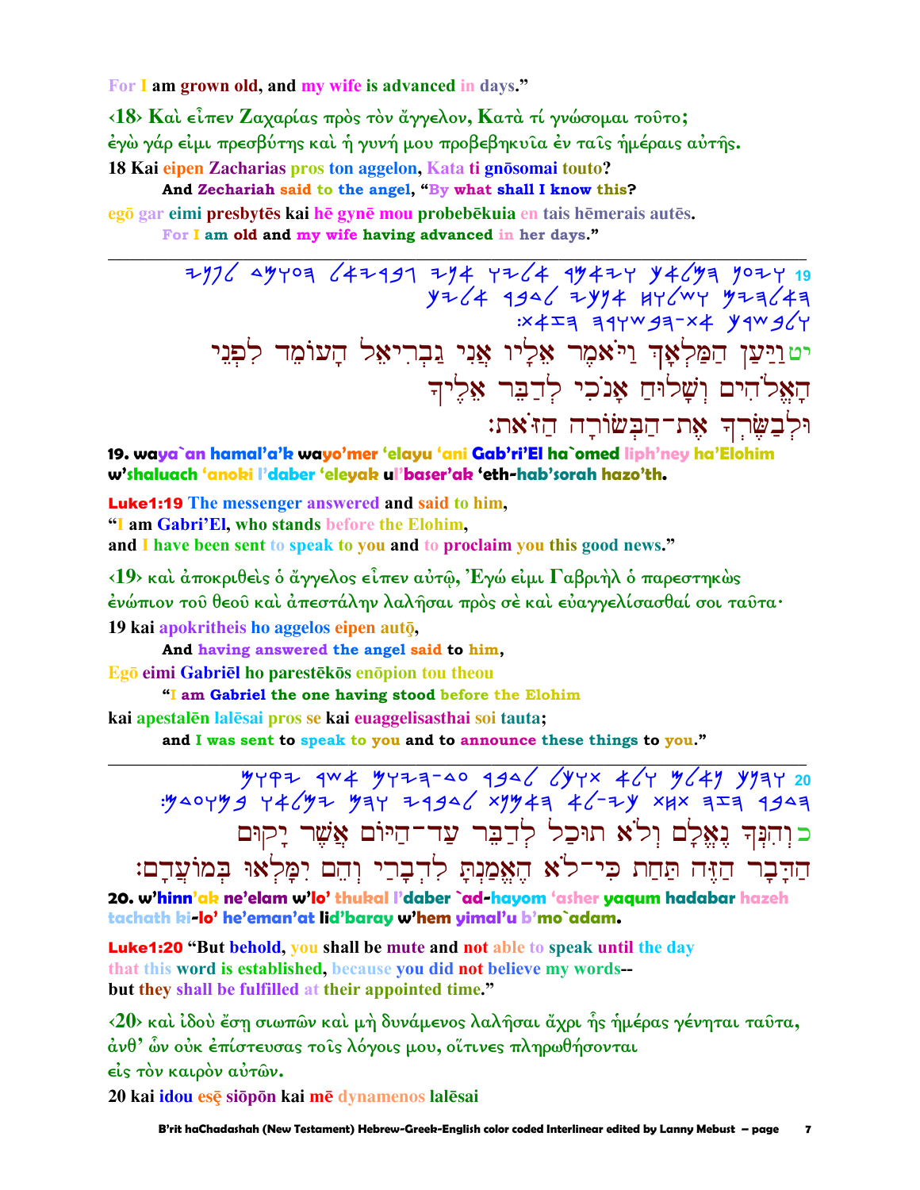For I am grown old, and my wife is advanced in days."

‹18› Καὶ εἶπεν Ζαχαρίας πρὸς τὸν ἄγγελον, Κατὰ τί γνώσομαι τοῦτο; ἐγὼ γάρ εἰμι πρεσβύτης καὶ ἡ γυνή μου προβεβηκυῖα ἐν ταῖς ἡμέραις αὐτῆς.

18 Kai eipen Zacharias pros ton aggelon, Kata ti gnōsomai touto?
And Zechariah said to the angel, "By what shall I know this?
egō gar eimi presbytēs kai hē gynē mou probebēkuia en tais hēmerais autēs.
For I am old and my wife having advanced in her days."

---

יט וַיַּעַן הַמַּלְאָךְ וַיֹּאמֶר אֵלָיו אֲנִי גַבְרִיאֵל הָעוֹמֵד לִפְנֵי הָאֱלֹהִים וְשָׁלוּחַ אָנֹכִי לְדַבֵּר אֵלֶיךָ וּלְבַשֶּׂרְךָ אֶת־הַבְּשׂוֹרָה הַזֹּאת׃

**19. waya`an hamal'a'k wayo'mer 'elayu 'ani Gab'ri'El ha`omed liph'ney ha'Elohim w'shaluach 'anoki l'daber 'eleyak ul'baser'ak 'eth-hab'sorah hazo'th.**

**Luke1:19** The messenger answered and said to him,
"I am Gabri'El, who stands before the Elohim,
and I have been sent to speak to you and to proclaim you this good news."

‹19› καὶ ἀποκριθεὶς ὁ ἄγγελος εἶπεν αὐτῷ, Ἐγώ εἰμι Γαβριὴλ ὁ παρεστηκὼς ἐνώπιον τοῦ θεοῦ καὶ ἀπεστάλην λαλῆσαι πρὸς σὲ καὶ εὐαγγελίσασθαί σοι ταῦτα·

19 kai apokritheis ho aggelos eipen autō,
And having answered the angel said to him,
Egō eimi Gabriēl ho parestēkōs enōpion tou theou
"I am Gabriel the one having stood before the Elohim
kai apestalēn lalēsai pros se kai euaggelisasthai soi tauta;
and I was sent to speak to you and to announce these things to you."

---

כ וְהִנְּךָ נֶאֱלָם וְלֹא תוּכַל לְדַבֵּר עַד־הַיּוֹם אֲשֶׁר יָקוּם הַדָּבָר הַזֶּה תַּחַת כִּי־לֹא הֶאֱמַנְתָּ לִדְבָרַי וְהֵם יִמָּלְאוּ בְּמוֹעֲדָם׃

**20. w'hinn'ak ne'elam w'lo' thukal l'daber `ad-hayom 'asher yaqum hadabar hazeh tachath ki-lo' he'eman'at lid'baray w'hem yimal'u b'mo`adam.**

**Luke1:20** "But behold, you shall be mute and not able to speak until the day that this word is established, because you did not believe my words-- but they shall be fulfilled at their appointed time."

‹20› καὶ ἰδοὺ ἔσῃ σιωπῶν καὶ μὴ δυνάμενος λαλῆσαι ἄχρι ἧς ἡμέρας γένηται ταῦτα, ἀνθ' ὧν οὐκ ἐπίστευσας τοῖς λόγοις μου, οἵτινες πληρωθήσονται εἰς τὸν καιρὸν αὐτῶν.

20 kai idou esē siōpōn kai mē dynamenos lalēsai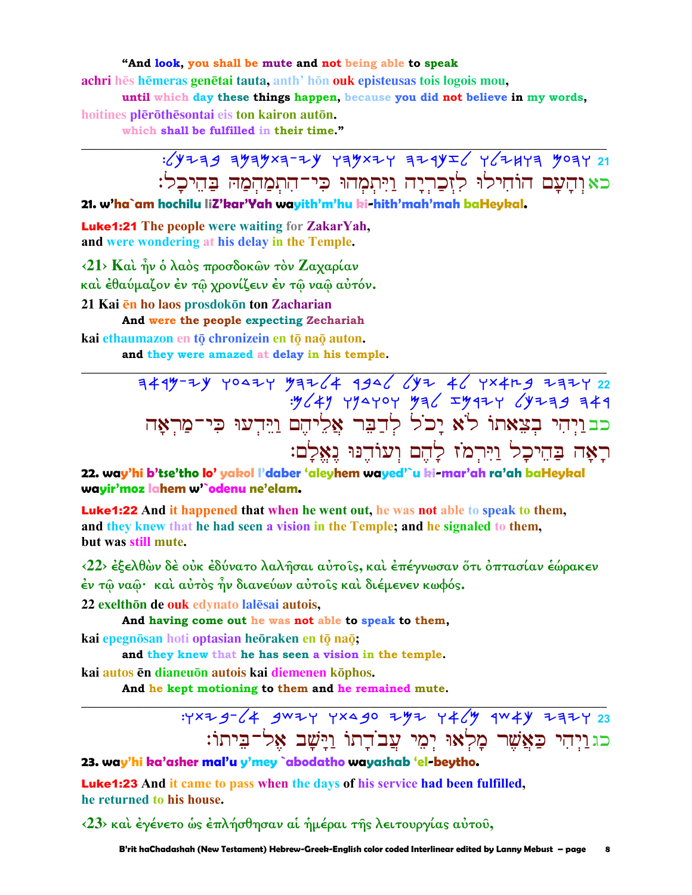"And look, you shall be mute and not being able to speak

achri hēs hēmeras genētai tauta, anth' hōn ouk episteusas tois logois mou,

until which day these things happen, because you did not believe in my words,

hoitines plērōthēsontai eis ton kairon autōn.

which shall be fulfilled in their time."

---

21 :𐤋𐤊𐤉𐤄𐤁 𐤄𐤌𐤄𐤌𐤕𐤄-𐤉𐤊 𐤅𐤄𐤌𐤕𐤉𐤅 𐤄𐤉𐤓𐤊𐤆𐤋 𐤅𐤋𐤉𐤇𐤅𐤄 𐤌𐤏𐤄𐤅

כאוְהָעָם הוֹחִילוּ לִזְכַרְיָה וַיִּתְמְהוּ כִּי־הִתְמַהְמַהּ בַּהֵיכָל׃

**21. w'ha`am hochilu liZ'kar'Yah wayith'm'hu ki-hith'mah'mah baHeykal.**

**Luke1:21 The people were waiting for ZakarYah, and were wondering at his delay in the Temple.**

‹21› Καὶ ἦν ὁ λαὸς προσδοκῶν τὸν Ζαχαρίαν καὶ ἐθαύμαζον ἐν τῷ χρονίζειν ἐν τῷ ναῷ αὐτόν.

21 Kai ēn ho laos prosdokōn ton Zacharian

And were the people expecting Zechariah

kai ethaumazon en tō chronizein en tō naō auton.

and they were amazed at delay in his temple.

---

22 𐤄𐤀𐤓𐤌-𐤉𐤊 𐤅𐤏𐤃𐤉𐤅 𐤌𐤄𐤉𐤋𐤀 𐤓𐤁𐤃𐤋 𐤋𐤊𐤉 𐤀𐤋 𐤅𐤕𐤀𐤑𐤁 𐤉𐤄𐤉𐤅
:𐤌𐤋𐤀𐤍 𐤅𐤍𐤃𐤅𐤏𐤅 𐤌𐤄𐤋 𐤆𐤌𐤓𐤉𐤅 𐤋𐤊𐤉𐤄𐤁 𐤄𐤀𐤓

כבוַיְהִי בְּצֵאתוֹ לֹא יָכֹל לְדַבֵּר אֲלֵיהֶם וַיֵּדְעוּ כִּי־מַרְאָה רָאָה בַּהֵיכָל וַיִּרְמֹז לָהֶם וְעוֹדֶנּוּ נֶאֱלָם׃

**22. way'hi b'tse'tho lo' yakol l'daber 'aleyhem wayed'`u ki-mar'ah ra'ah baHeykal wayir'moz lahem w'`odenu ne'elam.**

**Luke1:22 And it happened that when he went out, he was not able to speak to them, and they knew that he had seen a vision in the Temple; and he signaled to them, but was still mute.**

‹22› ἐξελθὼν δὲ οὐκ ἐδύνατο λαλῆσαι αὐτοῖς, καὶ ἐπέγνωσαν ὅτι ὀπτασίαν ἑώρακεν ἐν τῷ ναῷ· καὶ αὐτὸς ἦν διανεύων αὐτοῖς καὶ διέμενεν κωφός.

22 exelthōn de ouk edynato lalēsai autois,

And having come out he was not able to speak to them,

kai epegnōsan hoti optasian heōraken en tō naō;

and they knew that he has seen a vision in the temple.

kai autos ēn dianeuōn autois kai diemenen kōphos.

And he kept motioning to them and he remained mute.

---

23 :𐤅𐤕𐤉𐤁-𐤋𐤀 𐤁𐤔𐤉𐤅 𐤅𐤕𐤃𐤁𐤏 𐤉𐤌𐤉 𐤅𐤀𐤋𐤌 𐤓𐤔𐤀𐤊 𐤉𐤄𐤉𐤅

כגוַיְהִי כַּאֲשֶׁר מָלְאוּ יְמֵי עֲבֹדָתוֹ וַיָּשָׁב אֶל־בֵּיתוֹ׃

**23. way'hi ka'asher mal'u y'mey `abodatho wayashab 'el-beytho.**

**Luke1:23 And it came to pass when the days of his service had been fulfilled, he returned to his house.**

‹23› καὶ ἐγένετο ὡς ἐπλήσθησαν αἱ ἡμέραι τῆς λειτουργίας αὐτοῦ,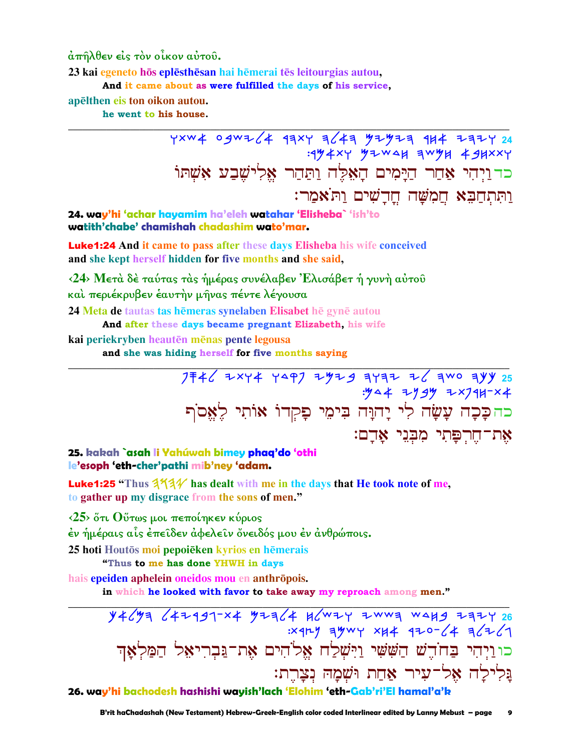ἀπῆλθεν εἰς τὸν οἶκον αὐτοῦ.

23 kai egeneto hōs eplēsthēsan hai hēmerai tēs leitourgias autou,
  **And it came about as were fulfilled the days of his service,**

apēlthen eis ton oikon autou.
  **he went to his house.**

---

כד וַיְהִי אַחַר הַיָּמִים הָאֵלֶּה וַתַּהַר אֱלִישֶׁבַע אִשְׁתּוֹ
וַתִּתְחַבֵּא חֲמִשָּׁה חֳדָשִׁים וַתֹּאמַר׃

**24. way'hi 'achar hayamim ha'eleh watahar 'Elisheba` 'ish'to watith'chabe' chamishah chadashim wato'mar.**

**Luke1:24 And it came to pass after these days Elisheba his wife conceived and she kept herself hidden for five months and she said,**

‹24› Μετὰ δὲ ταύτας τὰς ἡμέρας συνέλαβεν Ἐλισάβετ ἡ γυνὴ αὐτοῦ
καὶ περιέκρυβεν ἑαυτὴν μῆνας πέντε λέγουσα

24 Meta de tautas tas hēmeras synelaben Elisabet hē gynē autou
  **And after these days became pregnant Elizabeth, his wife**

kai periekryben heautēn mēnas pente legousa
  **and she was hiding herself for five months saying**

---

כה כָּכָה עָשָׂה לִי יָהוָּה בִּימֵי פָּקְדוֹ אוֹתִי לֶאֱסֹף
אֶת־חֶרְפָּתִי מִבְּנֵי אָדָם׃

**25. kakah `asah li Yahúwah bimey phaq'do 'othi le'esoph 'eth-cher'pathi mib'ney 'adam.**

**Luke1:25 "Thus 𐤉𐤄𐤅𐤄 has dealt with me in the days that He took note of me, to gather up my disgrace from the sons of men."**

‹25› ὅτι Οὕτως μοι πεποίηκεν κύριος
ἐν ἡμέραις αἷς ἐπεῖδεν ἀφελεῖν ὄνειδός μου ἐν ἀνθρώποις.

25 hoti Houtōs moi pepoiēken kyrios en hēmerais
  **"Thus to me has done YHWH in days**

hais epeiden aphelein oneidos mou en anthrōpois.
  **in which he looked with favor to take away my reproach among men."**

---

כו וַיְהִי בַּחֹדֶשׁ הַשִּׁשִּׁי וַיִּשְׁלַח אֱלֹהִים אֶת־גַּבְרִיאֵל הַמַּלְאָךְ
גָּלִילָה אֶל־עִיר אַחַת וּשְׁמָהּ נְצָרֶת׃

**26. way'hi bachodesh hashishi wayish'lach 'Elohim 'eth-Gab'ri'El hamal'ak**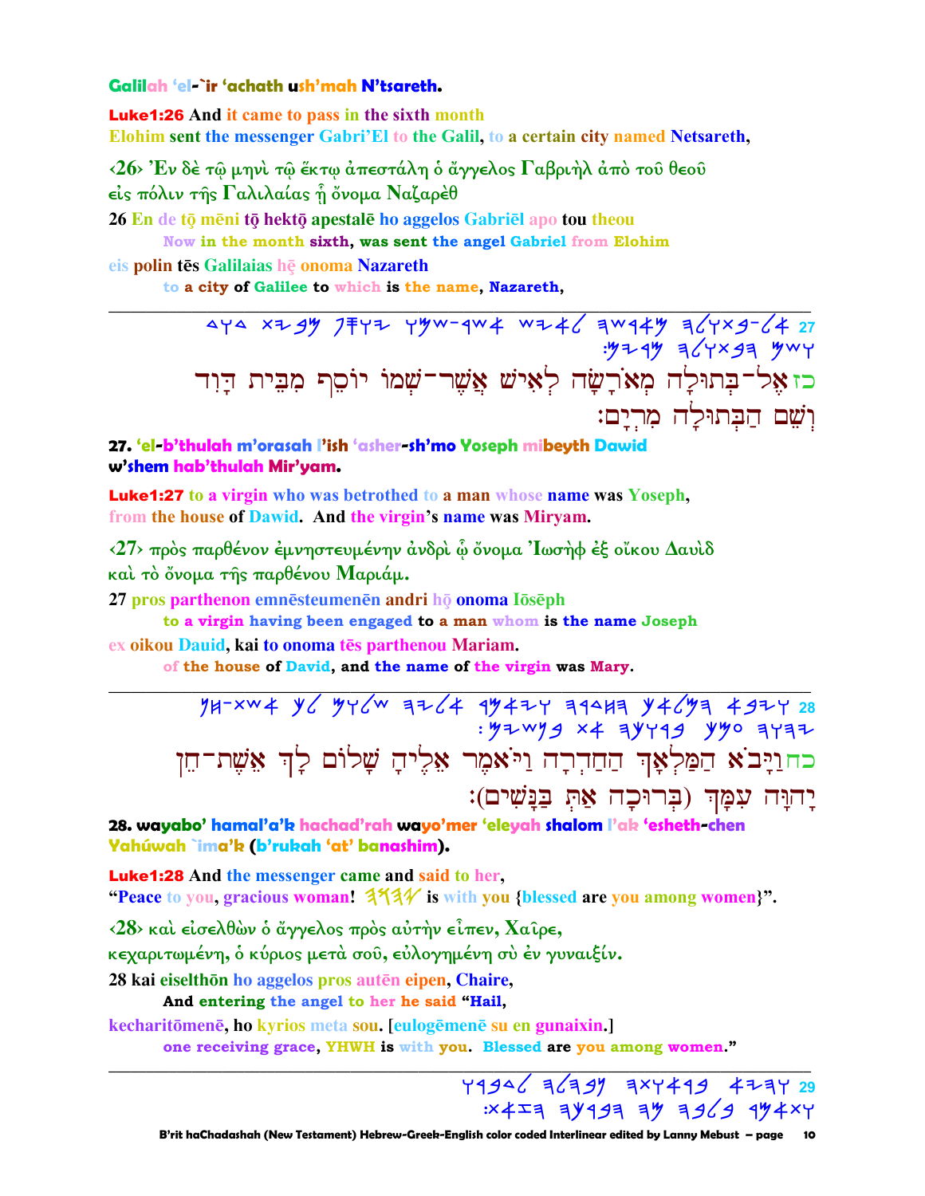**Galilah 'el-`ir 'achath ush'mah N'tsareth.**

**Luke1:26** And it came to pass in the sixth month
Elohim sent the messenger Gabri'El to the Galil, to a certain city named Netsareth,

‹26› Ἐν δὲ τῷ μηνὶ τῷ ἕκτῳ ἀπεστάλη ὁ ἄγγελος Γαβριὴλ ἀπὸ τοῦ θεοῦ εἰς πόλιν τῆς Γαλιλαίας ᾗ ὄνομα Ναζαρὲθ

26 En de tō mēni tō hektō apestalē ho aggelos Gabriēl apo tou theou
**Now in the month sixth, was sent the angel Gabriel from Elohim**
eis polin tēs Galilaias hē onoma Nazareth
**to a city of Galilee to which is the name, Nazareth,**

---

27 כז אֶל־בְּתוּלָה מְאֹרָשָׂה לְאִישׁ אֲשֶׁר־שְׁמוֹ יוֹסֵף מִבֵּית דָּוִד וְשֵׁם הַבְּתוּלָה מִרְיָם׃

**27. 'el-b'thulah m'orasah l'ish 'asher-sh'mo Yoseph mibeyth Dawid w'shem hab'thulah Mir'yam.**

**Luke1:27** to a virgin who was betrothed to a man whose name was Yoseph, from the house of Dawid. And the virgin's name was Miryam.

‹27› πρὸς παρθένον ἐμνηστευμένην ἀνδρὶ ᾧ ὄνομα Ἰωσὴφ ἐξ οἴκου Δαυὶδ καὶ τὸ ὄνομα τῆς παρθένου Μαριάμ.

27 pros parthenon emnēsteumenēn andri hō onoma Iōsēph
**to a virgin having been engaged to a man whom is the name Joseph**
ex oikou Dauid, kai to onoma tēs parthenou Mariam.
**of the house of David, and the name of the virgin was Mary.**

---

28 כח וַיָּבֹא הַמַּלְאָךְ הַחַדְרָה וַיֹּאמֶר אֵלֶיהָ שָׁלוֹם לָךְ אֵשֶׁת־חֵן יָהוָּה עִמָּךְ (בְּרוּכָה אַתְּ בַּנָּשִׁים)׃

**28. wayabo' hamal'a'k hachad'rah wayo'mer 'eleyah shalom l'ak 'esheth-chen Yahúwah `ima'k (b'rukah 'at' banashim).**

**Luke1:28** And the messenger came and said to her,
"Peace to you, gracious woman! יהוה is with you {blessed are you among women}".

‹28› καὶ εἰσελθὼν ὁ ἄγγελος πρὸς αὐτὴν εἶπεν, Χαῖρε, κεχαριτωμένη, ὁ κύριος μετὰ σοῦ, εὐλογημένη σὺ ἐν γυναιξίν.

28 kai eiselthōn ho aggelos pros autēn eipen, Chaire,
**And entering the angel to her he said "Hail,**
kecharitōmenē, ho kyrios meta sou. [eulogēmenē su en gunaixin.]
**one receiving grace, YHWH is with you. Blessed are you among women."**

---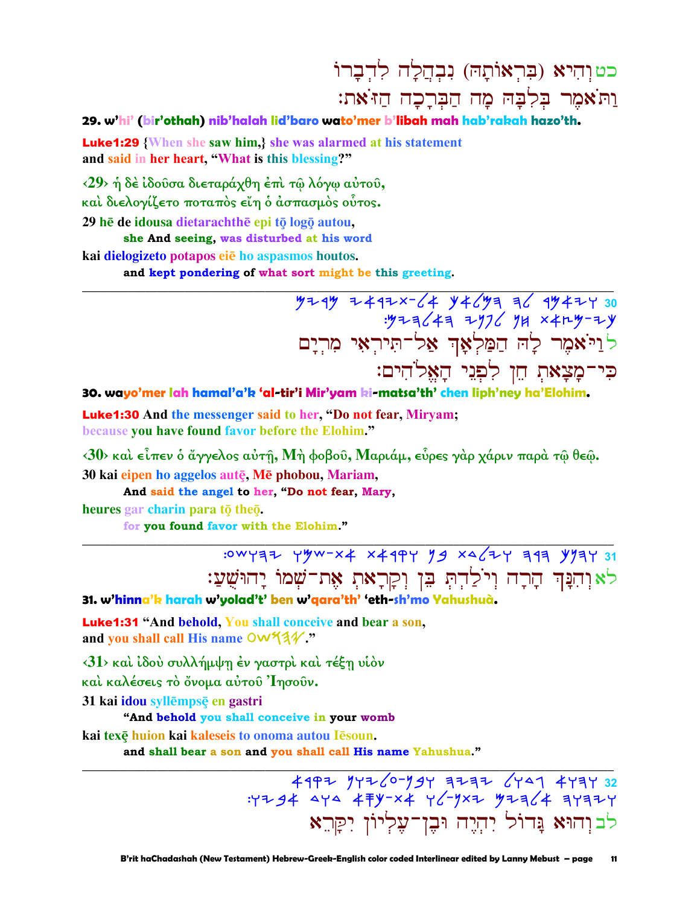כט וְהִיא (בִּרְאוֹתָהּ) נִבְהֲלָה לִדְבָרוֹ
וַתֹּאמֶר בְּלִבָּהּ מָה הַבְּרָכָה הַזֹּאת:

**29. w'hi' (bir'othah) nib'halah lid'baro wato'mer b'libah mah hab'rakah hazo'th.**

**Luke1:29** {When she saw him,} she was alarmed at his statement
and said in her heart, "What is this blessing?"

‹29› ἡ δὲ ἰδοῦσα διεταράχθη ἐπὶ τῷ λόγῳ αὐτοῦ,
καὶ διελογίζετο ποταπὸς εἴη ὁ ἀσπασμὸς οὗτος.

**29 hē de idousa dietarachthē epi tō logō autou,**

**she And seeing, was disturbed at his word**

**kai dielogizeto potapos eiē ho aspasmos houtos.**

**and kept pondering of what sort might be this greeting.**

---

ל וַיֹּאמֶר לָהּ הַמַּלְאָךְ אַל־תִּירְאִי מִרְיָם
כִּי־מָצָאת חֵן לִפְנֵי הָאֱלֹהִים:

**30. wayo'mer lah hamal'a'k 'al-tir'i Mir'yam ki-matsa'th' chen liph'ney ha'Elohim.**

**Luke1:30** And the messenger said to her, "Do not fear, Miryam;
because you have found favor before the Elohim."

‹30› καὶ εἶπεν ὁ ἄγγελος αὐτῇ, Μὴ φοβοῦ, Μαριάμ, εὗρες γὰρ χάριν παρὰ τῷ θεῷ.

**30 kai eipen ho aggelos autē, Mē phobou, Mariam,**

**And said the angel to her, "Do not fear, Mary,**

**heures gar charin para tō theō.**

**for you found favor with the Elohim."**

---

לא וְהִנָּךְ הָרָה וְיֹלַדְתְּ בֵּן וְקָרָאת אֶת־שְׁמוֹ יָהוּשֻׁעַ:

**31. w'hinna'k harah w'yolad't' ben w'qara'th' 'eth-sh'mo Yahushuà.**

**Luke1:31** "And behold, You shall conceive and bear a son,
and you shall call His name [paleo-Hebrew name]."

‹31› καὶ ἰδοὺ συλλήμψῃ ἐν γαστρὶ καὶ τέξῃ υἱὸν
καὶ καλέσεις τὸ ὄνομα αὐτοῦ Ἰησοῦν.

**31 kai idou syllēmpsē en gastri**

**"And behold you shall conceive in your womb**

**kai texē huion kai kaleseis to onoma autou Iēsoun.**

**and shall bear a son and you shall call His name Yahushua."**

---

לב וְהוּא גָּדוֹל יִהְיֶה וּבֶן־עֶלְיוֹן יִקָּרֵא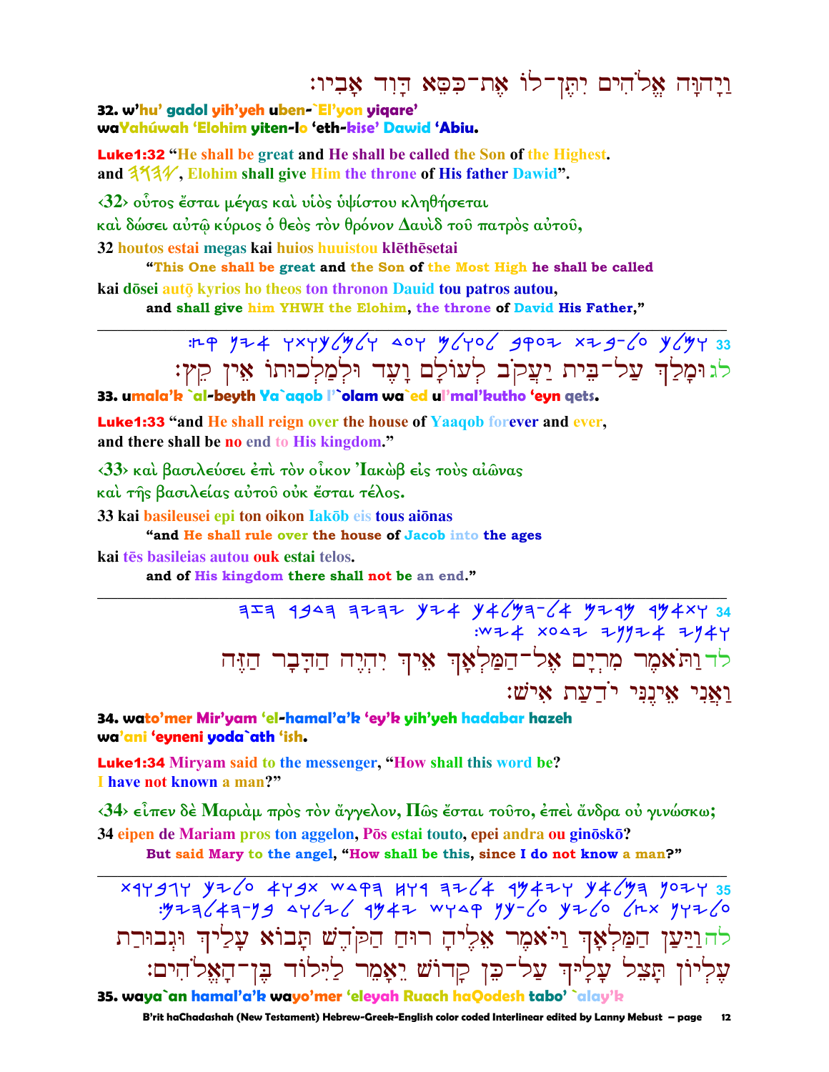וַיהוָה אֱלֹהִים יִתֶּן־לוֹ אֶת־כִּסֵּא דָּוִד אָבִיו׃

**32. w'hu' gadol yih'yeh uben-`El'yon yiqare'**
**waYahúwah 'Elohim yiten-lo 'eth-kise' Dawid 'Abiu.**

**Luke1:32** "He shall be great and He shall be called the Son of the Highest.
and 𐤉𐤄𐤅𐤄, Elohim shall give Him the throne of His father Dawid".

‹32› οὗτος ἔσται μέγας καὶ υἱὸς ὑψίστου κληθήσεται
καὶ δώσει αὐτῷ κύριος ὁ θεὸς τὸν θρόνον Δαυὶδ τοῦ πατρὸς αὐτοῦ,

32 houtos estai megas kai huios huuistou klēthēsetai
"This One shall be great and the Son of the Most High he shall be called
kai dōsei autō kyrios ho theos ton thronon Dauid tou patros autou,
and shall give him YHWH the Elohim, the throne of David His Father,"

---

33 𐤅𐤌𐤋𐤊 𐤏𐤋-𐤁𐤉𐤕 𐤉𐤏𐤒𐤁 𐤋𐤏𐤅𐤋𐤌 𐤅𐤏𐤃 𐤅𐤋𐤌𐤋𐤊𐤅𐤕𐤅 𐤀𐤉𐤍 𐤒𐤑׃

לג וּמָלַךְ עַל־בֵּית יַעֲקֹב לְעוֹלָם וָעֶד וּלְמַלְכוּתוֹ אֵין קֵץ׃

**33. umala'k `al-beyth Ya`aqob l'`olam wa`ed ul'mal'kutho 'eyn qets.**

**Luke1:33** "and He shall reign over the house of Yaaqob forever and ever,
and there shall be no end to His kingdom."

‹33› καὶ βασιλεύσει ἐπὶ τὸν οἶκον Ἰακὼβ εἰς τοὺς αἰῶνας
καὶ τῆς βασιλείας αὐτοῦ οὐκ ἔσται τέλος.

33 kai basileusei epi ton oikon Iakōb eis tous aiōnas
"and He shall rule over the house of Jacob into the ages
kai tēs basileias autou ouk estai telos.
and of His kingdom there shall not be an end."

---

34 𐤅𐤕𐤀𐤌𐤓 𐤌𐤓𐤉𐤌 𐤀𐤋-𐤄𐤌𐤋𐤀𐤊 𐤀𐤉𐤊 𐤉𐤄𐤉𐤄 𐤄𐤃𐤁𐤓 𐤄𐤆𐤄
𐤅𐤀𐤍𐤉 𐤀𐤉𐤍𐤍𐤉 𐤉𐤃𐤏𐤕 𐤀𐤉𐤔׃

לד וַתֹּאמֶר מִרְיָם אֶל־הַמַּלְאָךְ אֵיךְ יִהְיֶה הַדָּבָר הַזֶּה
וַאֲנִי אֵינֶנִּי יֹדַעַת אִישׁ׃

**34. wato'mer Mir'yam 'el-hamal'a'k 'ey'k yih'yeh hadabar hazeh**
**wa'ani 'eyneni yoda`ath 'ish.**

**Luke1:34** Miryam said to the messenger, "How shall this word be?
I have not known a man?"

‹34› εἶπεν δὲ Μαριὰμ πρὸς τὸν ἄγγελον, Πῶς ἔσται τοῦτο, ἐπεὶ ἄνδρα οὐ γινώσκω;

34 eipen de Mariam pros ton aggelon, Pōs estai touto, epei andra ou ginōskō?
But said Mary to the angel, "How shall be this, since I do not know a man?"

---

35 𐤅𐤉𐤏𐤍 𐤄𐤌𐤋𐤀𐤊 𐤅𐤉𐤀𐤌𐤓 𐤀𐤋𐤉𐤄 𐤓𐤅𐤇 𐤄𐤒𐤃𐤔 𐤕𐤁𐤅𐤀 𐤏𐤋𐤉𐤊 𐤅𐤂𐤁𐤅𐤓𐤕
𐤏𐤋𐤉𐤅𐤍 𐤕𐤑𐤋 𐤏𐤋𐤉𐤊 𐤏𐤋-𐤊𐤍 𐤒𐤃𐤅𐤔 𐤉𐤀𐤌𐤓 𐤋𐤉𐤋𐤅𐤃 𐤁𐤍-𐤄𐤀𐤋𐤄𐤉𐤌׃

לה וַיַּעַן הַמַּלְאָךְ וַיֹּאמֶר אֵלֶיהָ רוּחַ הַקֹּדֶשׁ תָּבוֹא עָלַיִךְ וּגְבוּרַת
עֶלְיוֹן תָּצֵל עָלָיִךְ עַל־כֵּן קָדוֹשׁ יֵאָמֵר לַיִּלוֹד בֶּן־הָאֱלֹהִים׃

**35. waya`an hamal'a'k wayo'mer 'eleyah Ruach haQodesh tabo' `alay'k**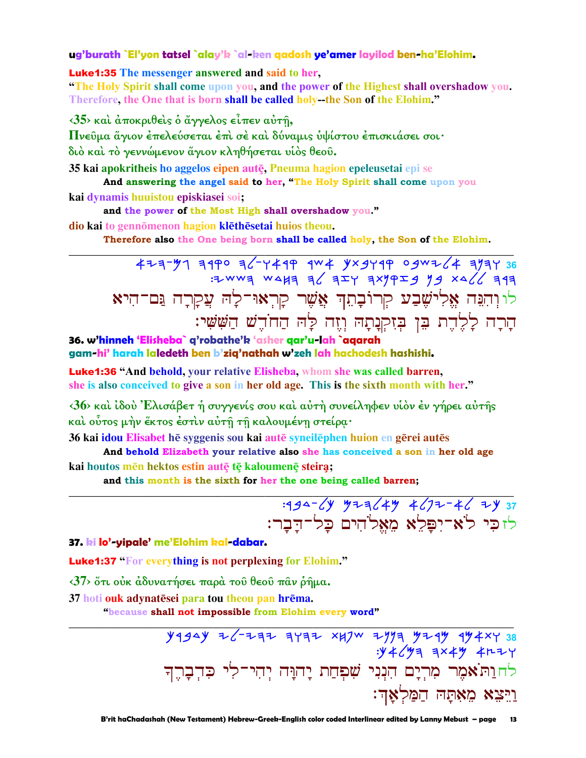**ug'burath `El'yon tatsel `alay'k `al-ken qadosh ye'amer layilod ben-ha'Elohim.**

**Luke1:35** The messenger answered and said to her,
"The Holy Spirit shall come upon you, and the power of the Highest shall overshadow you. Therefore, the One that is born shall be called holy--the Son of the Elohim."

‹35› καὶ ἀποκριθεὶς ὁ ἄγγελος εἶπεν αὐτῇ,
Πνεῦμα ἅγιον ἐπελεύσεται ἐπὶ σὲ καὶ δύναμις ὑψίστου ἐπισκιάσει σοι·
διὸ καὶ τὸ γεννώμενον ἅγιον κληθήσεται υἱὸς θεοῦ.

35 kai apokritheis ho aggelos eipen autē, Pneuma hagion epeleusetai epi se
**And answering the angel said to her, "The Holy Spirit shall come upon you**

kai dynamis huuistou episkiasei soi;
**and the power of the Most High shall overshadow you."**

dio kai to gennōmenon hagion klēthēsetai huios theou.
**Therefore also the One being born shall be called holy, the Son of the Elohim.**

---

לווְהִנֵּה אֱלִישֶׁבַע קְרוֹבָתֵךְ אֲשֶׁר קָרְאוּ־לָהּ עֲקָרָה גַּם־הִיא הָרָה לָלֶדֶת בֵּן בְּזִקְנָתָהּ וְזֶה לָהּ הַחֹדֶשׁ הַשִּׁשִּׁי׃

**36. w'hinneh 'Elisheba` q'robathe'k 'asher qar'u-lah `aqarah gam-hi' harah laledeth ben b'ziq'nathah w'zeh lah hachodesh hashishi.**

**Luke1:36** "And behold, your relative Elisheba, whom she was called barren, she is also conceived to give a son in her old age. This is the sixth month with her."

‹36› καὶ ἰδοὺ Ἐλισάβετ ἡ συγγενίς σου καὶ αὐτὴ συνείληφεν υἱὸν ἐν γήρει αὐτῆς καὶ οὗτος μὴν ἕκτος ἐστὶν αὐτῇ τῇ καλουμένῃ στείρᾳ·

36 kai idou Elisabet hē syggenis sou kai autē syneilēphen huion en gērei autēs
**And behold Elizabeth your relative also she has conceived a son in her old age**

kai houtos mēn hektos estin autē tē kaloumenē steira;
**and this month is the sixth for her the one being called barren;**

---

לזכִּי לֹא־יִפָּלֵא מֵאֱלֹהִים כָּל־דָּבָר׃

**37. ki lo'-yipale' me'Elohim kal-dabar.**

**Luke1:37** "For everything is not perplexing for Elohim."

‹37› ὅτι οὐκ ἀδυνατήσει παρὰ τοῦ θεοῦ πᾶν ῥῆμα.

37 hoti ouk adynatēsei para tou theou pan hrēma.
**"because shall not impossible from Elohim every word"**

---

לחוַתֹּאמֶר מִרְיָם הִנְנִי שִׁפְחַת יְהוָה יְהִי־לִי כִּדְבָרֶךָ וַיֵּצֵא מֵאִתָּהּ הַמַּלְאָךְ׃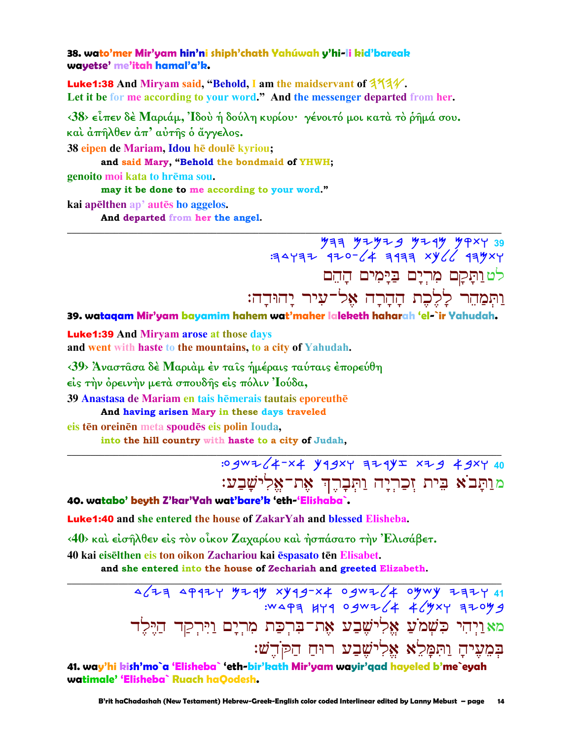**38. wato'mer Mir'yam hin'ni shiph'chath Yahúwah y'hi-li kid'bareak wayetse' me'itah hamal'a'k.**

**Luke1:38** And Miryam said, "Behold, I am the maidservant of 𐤄𐤅𐤄𐤉.
Let it be for me according to your word." And the messenger departed from her.

‹38› εἶπεν δὲ Μαριάμ, Ἰδοὺ ἡ δούλη κυρίου· γένοιτό μοι κατὰ τὸ ῥῆμά σου.
καὶ ἀπῆλθεν ἀπ' αὐτῆς ὁ ἄγγελος.

38 eipen de Mariam, Idou hē doulē kyriou;
  **and said Mary, "Behold the bondmaid of YHWH;**
genoito moi kata to hrēma sou.
  **may it be done to me according to your word."**
kai apēlthen ap' autēs ho aggelos.
  **And departed from her the angel.**

---

39 𐤅𐤕𐤒𐤌 𐤌𐤓𐤉𐤌 𐤁𐤉𐤌𐤉𐤌 𐤄𐤄𐤌
𐤅𐤕𐤌𐤄𐤓 𐤋𐤋𐤊𐤕 𐤄𐤄𐤓𐤄 𐤀𐤋-𐤏𐤉𐤓 𐤉𐤄𐤅𐤃𐤄:

לט וַתָּקָם מִרְיָם בַּיָּמִים הָהֵם
וַתְּמַהֵר לָלֶכֶת הָהָרָה אֶל־עִיר יָהוּדָה:

**39. wataqam Mir'yam bayamim hahem wat'maher laleketh haharah 'el-`ir Yahudah.**

**Luke1:39** And Miryam arose at those days
and went with haste to the mountains, to a city of Yahudah.

‹39› Ἀναστᾶσα δὲ Μαριὰμ ἐν ταῖς ἡμέραις ταύταις ἐπορεύθη
εἰς τὴν ὀρεινὴν μετὰ σπουδῆς εἰς πόλιν Ἰούδα,

39 Anastasa de Mariam en tais hēmerais tautais eporeuthē
  **And having arisen Mary in these days traveled**
eis tēn oreinēn meta spoudēs eis polin Iouda,
  **into the hill country with haste to a city of Judah,**

---

40 𐤅𐤕𐤁𐤀 𐤁𐤉𐤕 𐤆𐤊𐤓𐤉𐤄 𐤅𐤕𐤁𐤓𐤊 𐤀𐤕-𐤀𐤋𐤉𐤔𐤁𐤏:

מ וַתָּבֹא בֵּית זְכַרְיָה וַתְּבָרֵךְ אֶת־אֱלִישָׁבַע:

**40. watabo' beyth Z'kar'Yah wat'bare'k 'eth-'Elishaba`.**

**Luke1:40** and she entered the house of ZakarYah and blessed Elisheba.

‹40› καὶ εἰσῆλθεν εἰς τὸν οἶκον Ζαχαρίου καὶ ἠσπάσατο τὴν Ἐλισάβετ.

40 kai eisēlthen eis ton oikon Zachariou kai ēspasato tēn Elisabet.
  **and she entered into the house of Zechariah and greeted Elizabeth.**

---

41 𐤅𐤉𐤄𐤉 𐤊𐤔𐤌𐤏 𐤀𐤋𐤉𐤔𐤁𐤏 𐤀𐤕-𐤁𐤓𐤊𐤕 𐤌𐤓𐤉𐤌 𐤅𐤉𐤓𐤒𐤃 𐤄𐤉𐤋𐤃
𐤁𐤌𐤏𐤉𐤄 𐤅𐤕𐤌𐤋𐤀 𐤀𐤋𐤉𐤔𐤁𐤏 𐤓𐤅𐤇 𐤄𐤒𐤃𐤔:

מא וַיְהִי כִּשְׁמֹעַ אֱלִישֶׁבַע אֶת־בִּרְכַּת מִרְיָם וַיִּרְקַד הַיֶּלֶד
בְּמֵעֶיהָ וַתִּמָּלֵא אֱלִישֶׁבַע רוּחַ הַקֹּדֶשׁ:

**41. way'hi kish'mo`a 'Elisheba` 'eth-bir'kath Mir'yam wayir'qad hayeled b'me`eyah watimale' 'Elisheba` Ruach haQodesh.**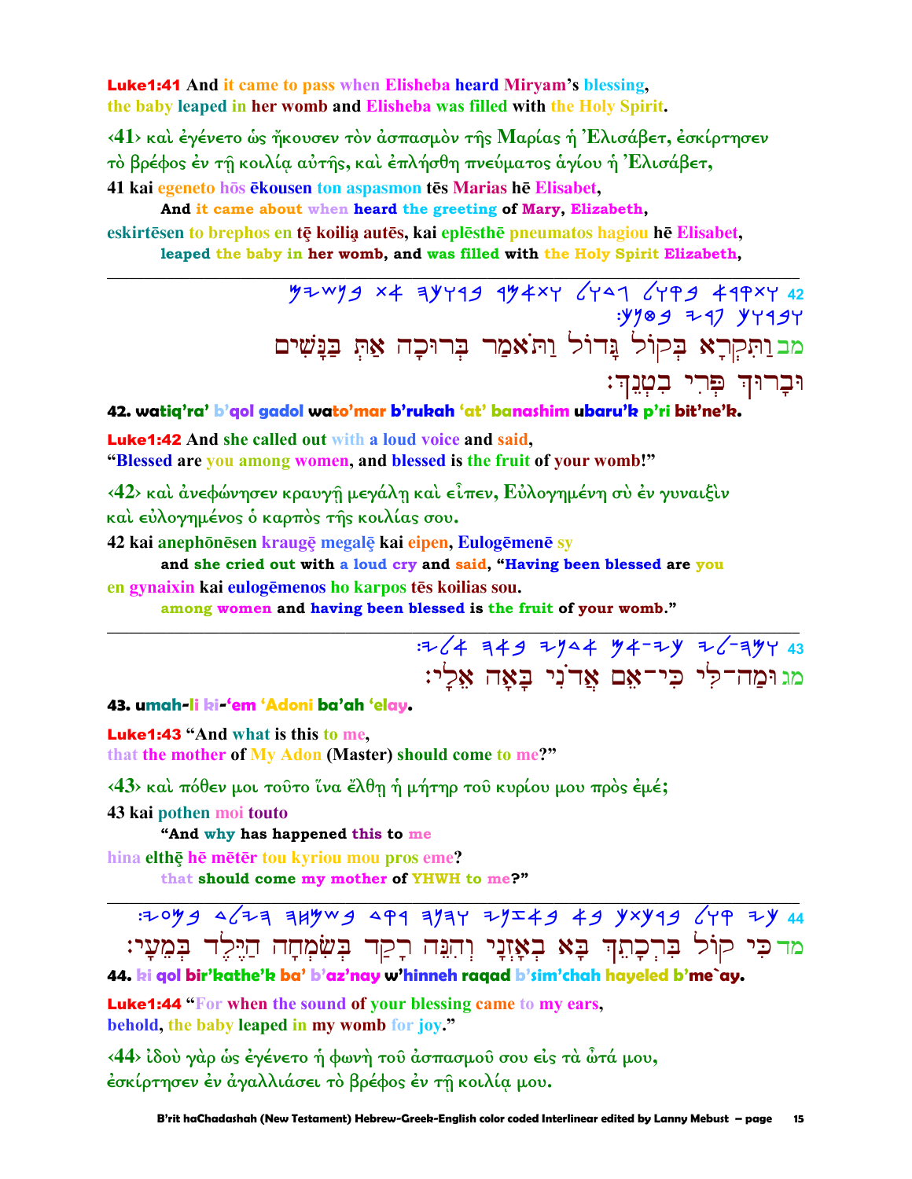**Luke1:41** And it came to pass when Elisheba heard Miryam's blessing, the baby leaped in her womb and Elisheba was filled with the Holy Spirit.

‹41› καὶ ἐγένετο ὡς ἤκουσεν τὸν ἀσπασμὸν τῆς Μαρίας ἡ Ἐλισάβετ, ἐσκίρτησεν τὸ βρέφος ἐν τῇ κοιλίᾳ αὐτῆς, καὶ ἐπλήσθη πνεύματος ἁγίου ἡ Ἐλισάβετ,

41 kai egeneto hōs ēkousen ton aspasmon tēs Marias hē Elisabet,
    **And it came about when heard the greeting of Mary, Elizabeth,**

eskirtēsen to brephos en tē koilią autēs, kai eplēsthē pneumatos hagiou hē Elisabet,
    **leaped the baby in her womb, and was filled with the Holy Spirit Elizabeth,**

---

מב וַתִּקְרָא בְּקוֹל גָּדוֹל וַתֹּאמַר בְּרוּכָה אַתְּ בַּנָּשִׁים וּבָרוּךְ פְּרִי בִטְנֵךְ׃

**42. watiq'ra' b'qol gadol wato'mar b'rukah 'at' banashim ubaru'k p'ri bit'ne'k.**

**Luke1:42** And she called out with a loud voice and said, "Blessed are you among women, and blessed is the fruit of your womb!"

‹42› καὶ ἀνεφώνησεν κραυγῇ μεγάλῃ καὶ εἶπεν, Εὐλογημένη σὺ ἐν γυναιξὶν καὶ εὐλογημένος ὁ καρπὸς τῆς κοιλίας σου.

42 kai anephōnēsen kraugę megalę kai eipen, Eulogēmenē sy
    **and she cried out with a loud cry and said, "Having been blessed are you**

en gynaixin kai eulogēmenos ho karpos tēs koilias sou.
    **among women and having been blessed is the fruit of your womb."**

---

מג וּמַה־לִּי כִּי־אֵם אֲדֹנִי בָּאָה אֵלָי׃

**43. umah-li ki-'em 'Adoni ba'ah 'elay.**

**Luke1:43** "And what is this to me, that the mother of My Adon (Master) should come to me?"

‹43› καὶ πόθεν μοι τοῦτο ἵνα ἔλθῃ ἡ μήτηρ τοῦ κυρίου μου πρὸς ἐμέ;

43 kai pothen moi touto
    **"And why has happened this to me**

hina elthē hē mētēr tou kyriou mou pros eme?
    **that should come my mother of YHWH to me?"**

---

מד כִּי קוֹל בִּרְכָתֵךְ בָּא בְאָזְנַי וְהִנֵּה רָקַד בְּשִׂמְחָה הַיֶּלֶד בְּמֵעָי׃

**44. ki qol bir'kathe'k ba' b'az'nay w'hinneh raqad b'sim'chah hayeled b'me`ay.**

**Luke1:44** "For when the sound of your blessing came to my ears, behold, the baby leaped in my womb for joy."

‹44› ἰδοὺ γὰρ ὡς ἐγένετο ἡ φωνὴ τοῦ ἀσπασμοῦ σου εἰς τὰ ὦτά μου, ἐσκίρτησεν ἐν ἀγαλλιάσει τὸ βρέφος ἐν τῇ κοιλίᾳ μου.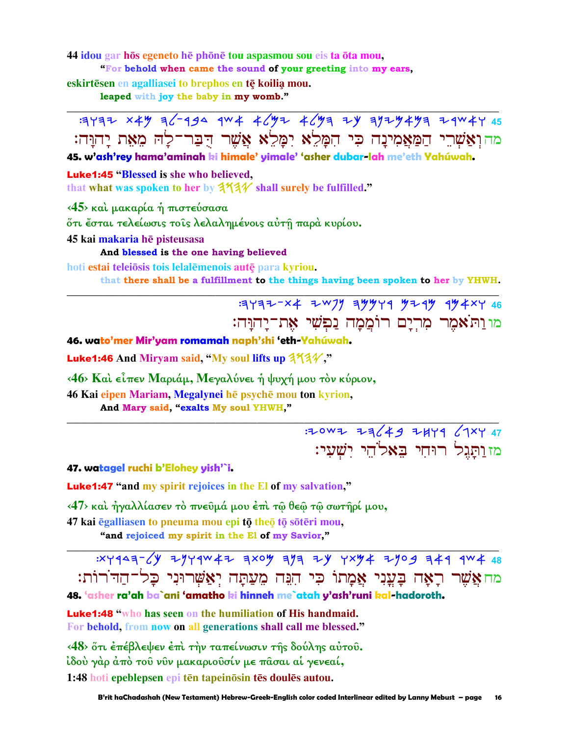44 idou gar hōs egeneto hē phōnē tou aspasmou sou eis ta ōta mou,
 "For behold when came the sound of your greeting into my ears,
eskirtēsen en agalliasei to brephos en tē koilią mou.
 leaped with joy the baby in my womb."

---

:הוהי תאמ הל-רבד רשא אלמי אלמה יכ הנימאמה ירשאו 45

מהוְאַשְׁרֵי הַמַּאֲמִינָה כִּי הִמָּלֵא יִמָּלֵא אֲשֶׁר הֻבַּר־לָהּ מֵאֵת יָהוּוָה׃

**45. w'ash'rey hama'aminah ki himale' yimale' 'asher dubar-lah me'eth Yahúwah.**

**Luke1:45** "Blessed is she who believed,
that what was spoken to her by הוהי shall surely be fulfilled."

‹45› καὶ μακαρία ἡ πιστεύσασα
ὅτι ἔσται τελείωσις τοῖς λελαλημένοις αὐτῇ παρὰ κυρίου.

45 kai makaria hē pisteusasa
 And blessed is the one having believed
hoti estai teleiōsis tois lelalēmenois autę para kyriou.
 that there shall be a fulfillment to the things having been spoken to her by YHWH.

---

:הוהי-תא ישפנ הממור םירמ רמאתו 46

מווַתֹּאמֶר מִרְיָם רוֹמְמָה נַפְשִׁי אֶת־יָהוּוָה׃

**46. wato'mer Mir'yam romamah naph'shi 'eth-Yahúwah.**

**Luke1:46** And Miryam said, "My soul lifts up הוהי,"

‹46› Καὶ εἶπεν Μαριάμ, Μεγαλύνει ἡ ψυχή μου τὸν κύριον,

46 Kai eipen Mariam, Megalynei hē psychē mou ton kyrion,
 And Mary said, "exalts My soul YHWH,"

---

:יעשי יהלאב יחור לגתו 47

מזוַתָּגֶל רוּחִי בֵּאלֹהֵי יִשְׁעִי׃

**47. watagel ruchi b'Elohey yish'`i.**

**Luke1:47** "and my spirit rejoices in the El of my salvation,"

‹47› καὶ ἠγαλλίασεν τὸ πνεῦμά μου ἐπὶ τῷ θεῷ τῷ σωτῆρί μου,

47 kai ēgalliasen to pneuma mou epi tō theō tō sōtēri mou,
 "and rejoiced my spirit in the El of my Savior,"

---

:תורדה-לכ ינורשאי התעמ הנה יכ ותמא ינעב האר רשא 48

מחאֲשֶׁר רָאָה בָּעֳנִי אֲמָתוֹ כִּי הִנֵּה מֵעַתָּה יְאַשְּׁרוּנִי כָּל־הַדֹּרוֹת׃

**48. 'asher ra'ah ba`ani 'amatho ki hinneh me`atah y'ash'runi kal-hadoroth.**

**Luke1:48** "who has seen on the humiliation of His handmaid.
For behold, from now on all generations shall call me blessed."

‹48› ὅτι ἐπέβλεψεν ἐπὶ τὴν ταπείνωσιν τῆς δούλης αὐτοῦ.
ἰδοὺ γὰρ ἀπὸ τοῦ νῦν μακαριοῦσίν με πᾶσαι αἱ γενεαί,

1:48 hoti epeblepsen epi tēn tapeinōsin tēs doulēs autou.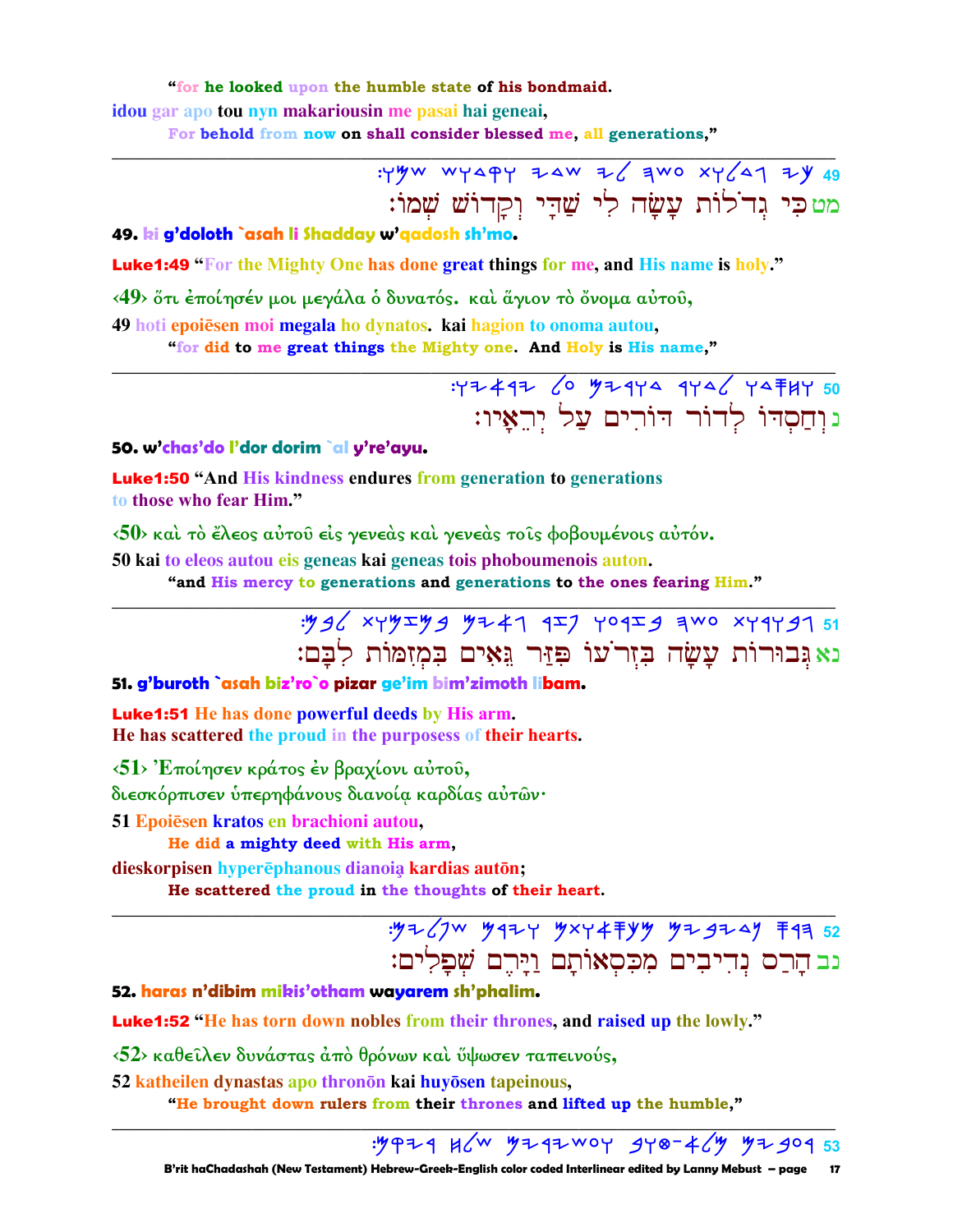"for he looked upon the humble state of his bondmaid.

idou gar apo tou nyn makariousin me pasai hai geneai,

For behold from now on shall consider blessed me, all generations,"

---

49 :𐤅𐤌𐤔 𐤔𐤅𐤃𐤒𐤅 𐤉𐤃𐤔 𐤉𐤋 𐤄𐤔𐤏 𐤕𐤅𐤋𐤃𐤂 𐤉𐤊

מט כִּי גְדֹלוֹת עָשָׂה לִי שַׁדַּי וְקָדוֹשׁ שְׁמוֹ:

**49. ki g'doloth `asah li Shadday w'qadosh sh'mo.**

**Luke1:49** "For the Mighty One has done great things for me, and His name is holy."

‹49› ὅτι ἐποίησέν μοι μεγάλα ὁ δυνατός. καὶ ἅγιον τὸ ὄνομα αὐτοῦ,

49 hoti epoiēsen moi megala ho dynatos. kai hagion to onoma autou,

"for did to me great things the Mighty one. And Holy is His name,"

---

50 :𐤅𐤉𐤀𐤓𐤉 𐤋𐤏 𐤌𐤉𐤓𐤅𐤃 𐤓𐤅𐤃𐤋 𐤅𐤃𐤎𐤇𐤅

נ וְחַסְדּוֹ לְדוֹר דּוֹרִים עַל יְרֵאָיו:

**50. w'chas'do l'dor dorim `al y're'ayu.**

**Luke1:50** "And His kindness endures from generation to generations to those who fear Him."

‹50› καὶ τὸ ἔλεος αὐτοῦ εἰς γενεὰς καὶ γενεὰς τοῖς φοβουμένοις αὐτόν.

50 kai to eleos autou eis geneas kai geneas tois phoboumenois auton.

"and His mercy to generations and generations to the ones fearing Him."

---

51 :𐤌𐤁𐤋 𐤕𐤅𐤌𐤆𐤌𐤁 𐤌𐤉𐤀𐤂 𐤓𐤆𐤐 𐤅𐤏𐤓𐤆𐤁 𐤄𐤔𐤏 𐤕𐤅𐤓𐤅𐤁𐤂

נא גְּבוּרוֹת עָשָׂה בִּזְרֹעוֹ פִּזַּר גֵּאִים בִּמְזִמּוֹת לִבָּם:

**51. g'buroth `asah biz'ro`o pizar ge'im bim'zimoth libam.**

**Luke1:51** He has done powerful deeds by His arm. He has scattered the proud in the purposess of their hearts.

‹51› Ἐποίησεν κράτος ἐν βραχίονι αὐτοῦ,

διεσκόρπισεν ὑπερηφάνους διανοίᾳ καρδίας αὐτῶν·

51 Epoiēsen kratos en brachioni autou,

He did a mighty deed with His arm,

dieskorpisen hyperēphanous dianoią kardias autōn;

He scattered the proud in the thoughts of their heart.

---

52 :𐤌𐤉𐤋𐤐𐤔 𐤌𐤓𐤉𐤅 𐤌𐤕𐤅𐤀𐤎𐤊𐤌 𐤌𐤉𐤁𐤉𐤃𐤍 𐤎𐤓𐤄

נב הָרַס נְדִיבִים מִכִּסְאוֹתָם וַיָּרֶם שְׁפָלִים:

**52. haras n'dibim mikis'otham wayarem sh'phalim.**

**Luke1:52** "He has torn down nobles from their thrones, and raised up the lowly."

‹52› καθεῖλεν δυνάστας ἀπὸ θρόνων καὶ ὕψωσεν ταπεινούς,

52 katheilen dynastas apo thronōn kai huyōsen tapeinous,

"He brought down rulers from their thrones and lifted up the humble,"

---

53 :𐤌𐤒𐤉𐤓 𐤇𐤋𐤔 𐤌𐤉𐤓𐤉𐤔𐤏𐤅 𐤁𐤅𐤈-𐤀𐤋𐤌 𐤌𐤉𐤁𐤏𐤓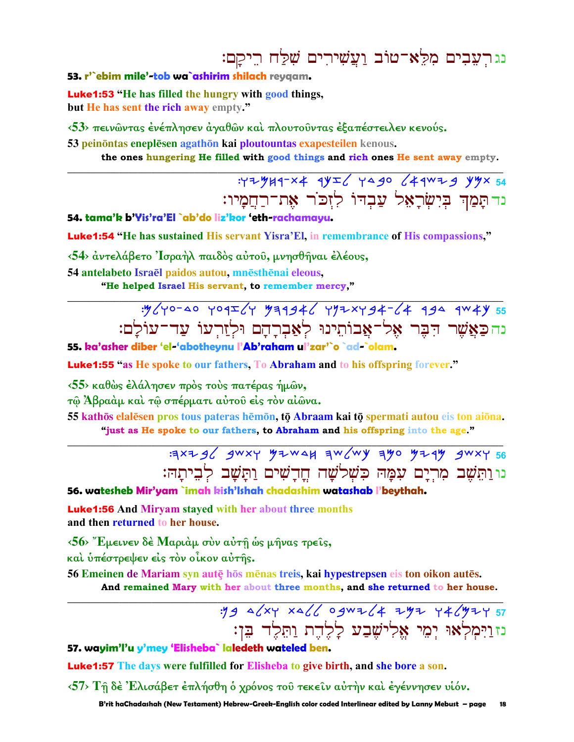נג רְעֵבִים מִלֵּא־טוֹב וַעֲשִׁירִים שִׁלַּח רֵיקָם:

**53. r'`ebim mile'-tob wa`ashirim shilach reyqam.**

**Luke1:53 "He has filled the hungry with good things,**
**but He has sent the rich away empty."**

‹53› πεινῶντας ἐνέπλησεν ἀγαθῶν καὶ πλουτοῦντας ἐξαπέστειλεν κενούς.

**53 peinōntas eneplēsen agathōn kai ploutountas exapesteilen kenous.**
**the ones hungering He filled with good things and rich ones He sent away empty.**

---

54 :ויחמר־תא רכזל ודבע לארשיב ךמת

נד תָּמַךְ בְּיִשְׂרָאֵל עַבְדּוֹ לִזְכֹּר אֶת־רַחֲמָיו:

**54. tama'k b'Yis'ra'El `ab'do liz'kor 'eth-rachamayu.**

**Luke1:54 "He has sustained His servant Yisra'El, in remembrance of His compassions,"**

‹54› ἀντελάβετο Ἰσραὴλ παιδὸς αὐτοῦ, μνησθῆναι ἐλέους,

**54 antelabeto Israēl paidos autou, mnēsthēnai eleous,**
**"He helped Israel His servant, to remember mercy,"**

---

55 :םלוע־דע וערזלו םהרבאל וניתובא־לא רבד רשאכ

נה כַּאֲשֶׁר דִּבֶּר אֶל־אֲבוֹתֵינוּ לְאַבְרָהָם וּלְזַרְעוֹ עַד־עוֹלָם:

**55. ka'asher diber 'el-'abotheynu l'Ab'raham ul'zar'`o `ad-`olam.**

**Luke1:55 "as He spoke to our fathers, To Abraham and to his offspring forever."**

‹55› καθὼς ἐλάλησεν πρὸς τοὺς πατέρας ἡμῶν,
τῷ Ἀβραὰμ καὶ τῷ σπέρματι αὐτοῦ εἰς τὸν αἰῶνα.

**55 kathōs elalēsen pros tous pateras hēmōn, tō Abraam kai tō spermati autou eis ton aiōna.**
**"just as He spoke to our fathers, to Abraham and his offspring into the age."**

---

56 :התיבל בשתו םישדח השלשכ המע םירמ בשתו

נו וַתֵּשֶׁב מִרְיָם עִמָּהּ כִּשְׁלֹשָׁה חֳדָשִׁים וַתָּשָׁב לְבֵיתָהּ:

**56. watesheb Mir'yam `imah kish'lshah chadashim watashab l'beythah.**

**Luke1:56 And Miryam stayed with her about three months**
**and then returned to her house.**

‹56› Ἔμεινεν δὲ Μαριὰμ σὺν αὐτῇ ὡς μῆνας τρεῖς,
καὶ ὑπέστρεψεν εἰς τὸν οἶκον αὐτῆς.

**56 Emeinen de Mariam syn autē hōs mēnas treis, kai hypestrepsen eis ton oikon autēs.**
**And remained Mary with her about three months, and she returned to her house.**

---

57 :ןב דלתו תדלל עבשילא ימי ואלמיו

נז וַיִּמְלְאוּ יְמֵי אֱלִישֶׁבַע לָלֶדֶת וַתֵּלֶד בֵּן:

**57. wayim'l'u y'mey 'Elisheba` laledeth wateled ben.**

**Luke1:57 The days were fulfilled for Elisheba to give birth, and she bore a son.**

‹57› Τῇ δὲ Ἐλισάβετ ἐπλήσθη ὁ χρόνος τοῦ τεκεῖν αὐτὴν καὶ ἐγέννησεν υἱόν.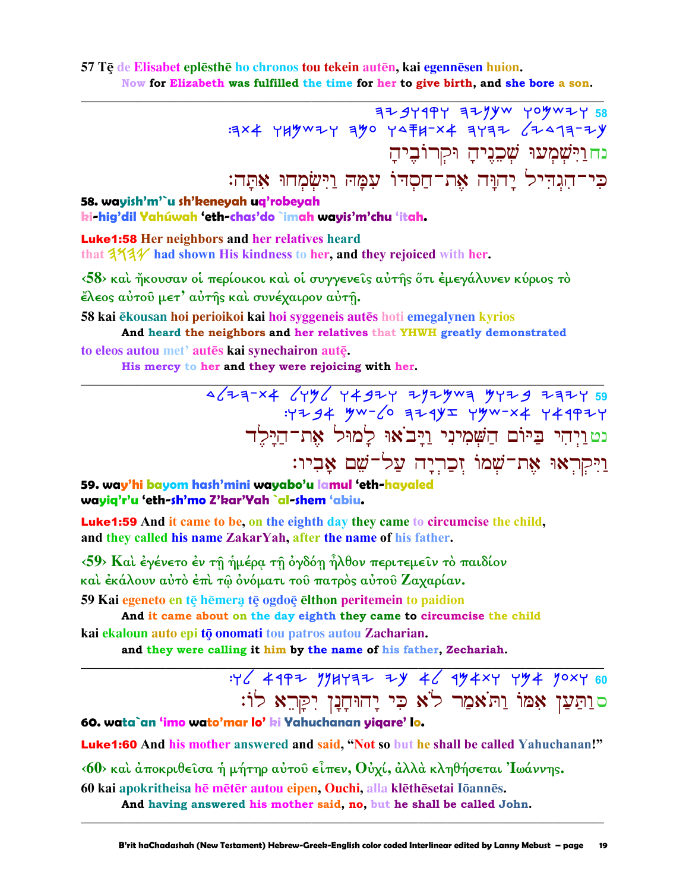57 Tē de Elisabet eplēsthē ho chronos tou tekein autēn, kai egennēsen huion.
Now for Elizabeth was fulfilled the time for her to give birth, and she bore a son.

---

58 ויּשׁמעו שׁכניה וקרוביה כי־הגדיל יהוה את־חסדו עמה וישׂמחו אתה׃

נחוַיִּשְׁמְעוּ שְׁכֵנֶיהָ וּקְרוֹבֶיהָ
כִּי־הִגְדִּיל יָהוָּה אֶת־חַסְדּוֹ עִמָּהּ וַיִּשְׂמְחוּ אִתָּהּ׃

**58. wayish'm'`u sh'keneyah uq'robeyah**
**ki-hig'dil Yahúwah 'eth-chas'do `imah wayis'm'chu 'itah.**

**Luke1:58 Her neighbors and her relatives heard**
**that 𐤉𐤄𐤅𐤄 had shown His kindness to her, and they rejoiced with her.**

‹58› καὶ ἤκουσαν οἱ περίοικοι καὶ οἱ συγγενεῖς αὐτῆς ὅτι ἐμεγάλυνεν κύριος τὸ ἔλεος αὐτοῦ μετ' αὐτῆς καὶ συνέχαιρον αὐτῇ.

58 kai ēkousan hoi perioikoi kai hoi syggeneis autēs hoti emegalynen kyrios
And heard the neighbors and her relatives that YHWH greatly demonstrated
to eleos autou met' autēs kai synechairon autę.
His mercy to her and they were rejoicing with her.

---

59 ויהי ביום השׁמיני ויבאו למול את־הילד ויקראו את־שׁמו זכריה על־שׁם אביו׃

נטוַיְהִי בַּיּוֹם הַשְּׁמִינִי וַיָּבֹאוּ לָמוּל אֶת־הַיָּלֶד
וַיִּקְרְאוּ אֶת־שְׁמוֹ זְכַרְיָה עַל־שֵׁם אָבִיו׃

**59. way'hi bayom hash'mini wayabo'u lamul 'eth-hayaled**
**wayiq'r'u 'eth-sh'mo Z'kar'Yah `al-shem 'abiu.**

**Luke1:59 And it came to be, on the eighth day they came to circumcise the child,**
**and they called his name ZakarYah, after the name of his father.**

‹59› Καὶ ἐγένετο ἐν τῇ ἡμέρᾳ τῇ ὀγδόῃ ἦλθον περιτεμεῖν τὸ παιδίον καὶ ἐκάλουν αὐτὸ ἐπὶ τῷ ὀνόματι τοῦ πατρὸς αὐτοῦ Ζαχαρίαν.

59 Kai egeneto en tē hēmerą tē ogdoę ēlthon peritemein to paidion
And it came about on the day eighth they came to circumcise the child
kai ekaloun auto epi tō onomati tou patros autou Zacharian.
and they were calling it him by the name of his father, Zechariah.

---

60 ותען אמו ותאמר לא כי יהוחנן יקרא לו׃

סוַתַּעַן אִמּוֹ וַתֹּאמַר לֹא כִּי יָהוּחָנָן יִקָּרֵא לוֹ׃

**60. wata`an 'imo wato'mar lo' ki Yahuchanan yiqare' lo.**

**Luke1:60 And his mother answered and said, "Not so but he shall be called Yahuchanan!"**

‹60› καὶ ἀποκριθεῖσα ἡ μήτηρ αὐτοῦ εἶπεν, Οὐχί, ἀλλὰ κληθήσεται Ἰωάννης.

60 kai apokritheisa hē mētēr autou eipen, Ouchi, alla klēthēsetai Iōannēs.
And having answered his mother said, no, but he shall be called John.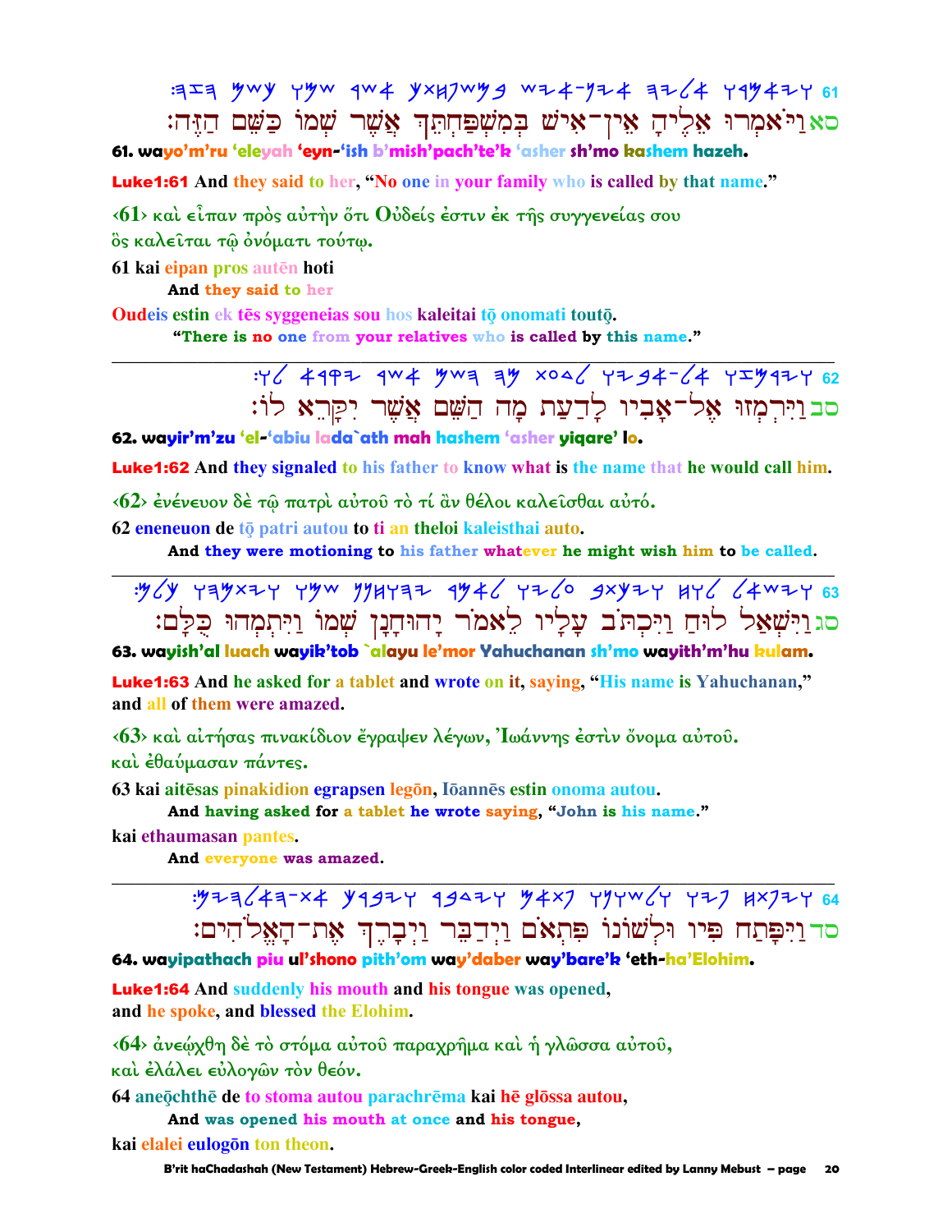61 :הזה כשם שמו אשר במשפחתך איש-אין אליה ויאמרו

סא וַיֹּאמְרוּ אֵלֶיהָ אֵין־אִישׁ בְּמִשְׁפַּחְתֵּךְ אֲשֶׁר שְׁמוֹ כַּשֵּׁם הַזֶּה׃

**61. wayo'm'ru 'eleyah 'eyn-'ish b'mish'pach'te'k 'asher sh'mo kashem hazeh.**

**Luke1:61** And they said to her, "No one in your family who is called by that name."

‹61› καὶ εἶπαν πρὸς αὐτὴν ὅτι Οὐδείς ἐστιν ἐκ τῆς συγγενείας σου ὃς καλεῖται τῷ ὀνόματι τούτῳ.

61 kai eipan pros autēn hoti
  **And they said to her**

Oudeis estin ek tēs syggeneias sou hos kaleitai tō onomati toutō.
  **"There is no one from your relatives who is called by this name."**

---

62 :לו יקרא אשר השם מה לדעת אביו-אל ויךמזו

סב וַיִּרְמְזוּ אֶל־אָבִיו לָדַעַת מָה הַשֵּׁם אֲשֶׁר יִקָּרֵא לוֹ׃

**62. wayir'm'zu 'el-'abiu lada`ath mah hashem 'asher yiqare' lo.**

**Luke1:62** And they signaled to his father to know what is the name that he would call him.

‹62› ἐνένευον δὲ τῷ πατρὶ αὐτοῦ τὸ τί ἂν θέλοι καλεῖσθαι αὐτό.

62 eneneuon de tō patri autou to ti an theloi kaleisthai auto.
  **And they were motioning to his father whatever he might wish him to be called.**

---

63 :כלם ויתמהו שמו יהוחנן לאמר עליו ויכתב לוח וישאל

סג וַיִּשְׁאַל לוּחַ וַיִּכְתֹּב עָלָיו לֵאמֹר יָהוּחָנָן שְׁמוֹ וַיִּתְמְהוּ כֻּלָּם׃

**63. wayish'al luach wayik'tob `alayu le'mor Yahuchanan sh'mo wayith'm'hu kulam.**

**Luke1:63** And he asked for a tablet and wrote on it, saying, "His name is Yahuchanan," and all of them were amazed.

‹63› καὶ αἰτήσας πινακίδιον ἔγραψεν λέγων, Ἰωάννης ἐστὶν ὄνομα αὐτοῦ. καὶ ἐθαύμασαν πάντες.

63 kai aitēsas pinakidion egrapsen legōn, Iōannēs estin onoma autou.
  **And having asked for a tablet he wrote saying, "John is his name."**

kai ethaumasan pantes.
  **And everyone was amazed.**

---

64 :האלהים-את ויברך וידבר פתאם ולשונו פיו ויפתח

סד וַיִּפָּתַח פִּיו וּלְשׁוֹנוֹ פִּתְאֹם וַיְדַבֵּר וַיְבָרֶךְ אֶת־הָאֱלֹהִים׃

**64. wayipathach piu ul'shono pith'om way'daber way'bare'k 'eth-ha'Elohim.**

**Luke1:64** And suddenly his mouth and his tongue was opened, and he spoke, and blessed the Elohim.

‹64› ἀνεῴχθη δὲ τὸ στόμα αὐτοῦ παραχρῆμα καὶ ἡ γλῶσσα αὐτοῦ, καὶ ἐλάλει εὐλογῶν τὸν θεόν.

64 aneōchthē de to stoma autou parachrēma kai hē glōssa autou,
  **And was opened his mouth at once and his tongue,**

kai elalei eulogōn ton theon.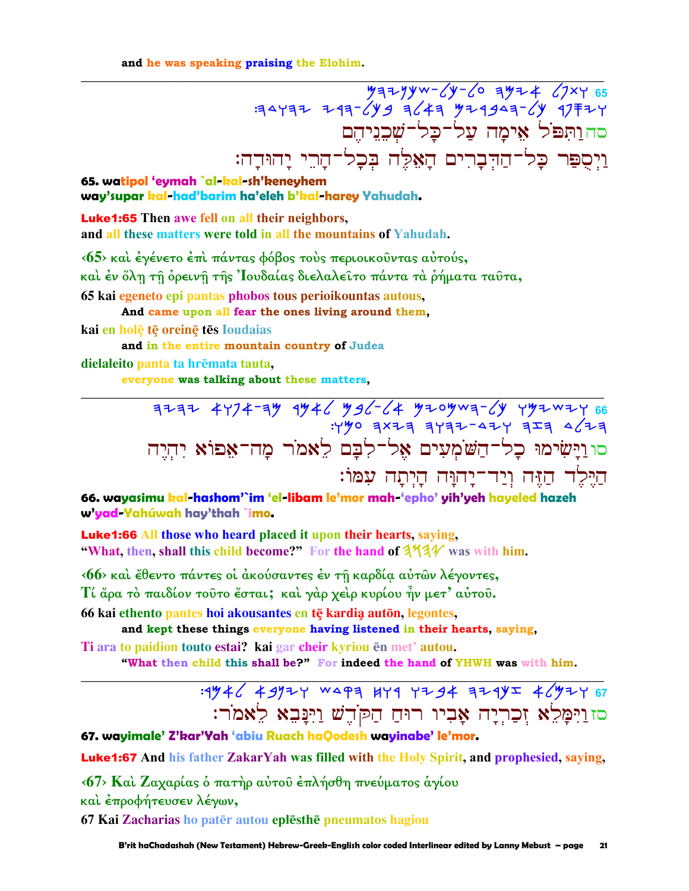and he was speaking praising the Elohim.

---

65 ⁠ואתפל אימה על־כל־שכניהם ויספר כל־הדברים האלה בכל־הרי יהודה׃

סהוַתִּפֹּל אֵימָה עַל־כָּל־שְׁכֵנֵיהֶם
וַיְסֻפַּר כָּל־הַדְּבָרִים הָאֵלֶּה בְּכָל־הָרֵי יָהוּדָה׃

**65. watipol 'eymah `al-kal-sh'keneyhem way'supar kal-had'barim ha'eleh b'kal-harey Yahudah.**

**Luke1:65** Then awe fell on all their neighbors,
and all these matters were told in all the mountains of Yahudah.

‹65› καὶ ἐγένετο ἐπὶ πάντας φόβος τοὺς περιοικοῦντας αὐτούς,
καὶ ἐν ὅλῃ τῇ ὀρεινῇ τῆς Ἰουδαίας διελαλεῖτο πάντα τὰ ῥήματα ταῦτα,

65 kai egeneto epi pantas phobos tous perioikountas autous,
    And came upon all fear the ones living around them,
kai en holē tē oreinē tēs Ioudaias
    and in the entire mountain country of Judea
dielaleito panta ta hrēmata tauta,
    everyone was talking about these matters,

---

66 וישימו כל־השמעים אל־לבם לאמר מה־אפוא יהיה הילד הזה ויד־יהוה היתה עמו׃

סווַיָּשִׂימוּ כָּל־הַשֹּׁמְעִים אֶל־לִבָּם לֵאמֹר מָה־אֵפוֹא יִהְיֶה
הַיֶּלֶד הַזֶּה וְיַד־יָהוָּה הָיְתָה עִמּוֹ׃

**66. wayasimu kal-hashom'`im 'el-libam le'mor mah-'epho' yih'yeh hayeled hazeh w'yad-Yahúwah hay'thah `imo.**

**Luke1:66** All those who heard placed it upon their hearts, saying,
"What, then, shall this child become?" For the hand of יהוה was with him.

‹66› καὶ ἔθεντο πάντες οἱ ἀκούσαντες ἐν τῇ καρδίᾳ αὐτῶν λέγοντες,
Τί ἄρα τὸ παιδίον τοῦτο ἔσται; καὶ γὰρ χεὶρ κυρίου ἦν μετ' αὐτοῦ.

66 kai ethento pantes hoi akousantes en tē kardią autōn, legontes,
    and kept these things everyone having listened in their hearts, saying,
Ti ara to paidion touto estai? kai gar cheir kyriou ēn met' autou.
    "What then child this shall be?" For indeed the hand of YHWH was with him.

---

67 וימלא זכריה אביו רוח הקדש ויתנבא לאמר׃

סזוַיִּמָּלֵא זְכַרְיָה אָבִיו רוּחַ הַקֹּדֶשׁ וַיִּנָּבֵא לֵאמֹר׃

**67. wayimale' Z'kar'Yah 'abiu Ruach haQodesh wayinabe' le'mor.**

**Luke1:67** And his father ZakarYah was filled with the Holy Spirit, and prophesied, saying,

‹67› Καὶ Ζαχαρίας ὁ πατὴρ αὐτοῦ ἐπλήσθη πνεύματος ἁγίου
καὶ ἐπροφήτευσεν λέγων,

67 Kai Zacharias ho patēr autou eplēsthē pneumatos hagiou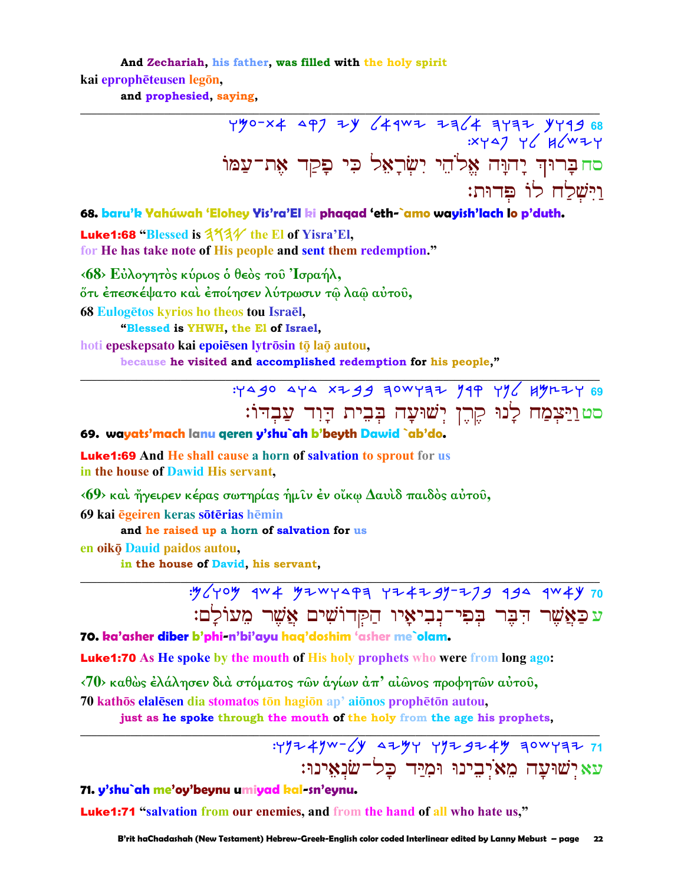And Zechariah, his father, was filled with the holy spirit

kai eprophēteusen legōn,

and prophesied, saying,

---

68 𐤁𐤓𐤅𐤊 𐤉𐤄𐤅𐤄 𐤀𐤋𐤄𐤉 𐤉𐤔𐤓𐤀𐤋 𐤊𐤉 𐤐𐤒𐤃 𐤀𐤕-𐤏𐤌𐤅 𐤅𐤉𐤔𐤋𐤇 𐤋𐤅 𐤐𐤃𐤅𐤕:

סח בָּרוּךְ יָהוָה אֱלֹהֵי יִשְׂרָאֵל כִּי פָקַד אֶת־עַמּוֹ וַיִּשְׁלַח לוֹ פְּדוּת:

**68. baru'k Yahúwah 'Elohey Yis'ra'El ki phaqad 'eth-`amo wayish'lach lo p'duth.**

**Luke1:68** "Blessed is 𐤉𐤄𐤅𐤄 the El of Yisra'El, for He has take note of His people and sent them redemption."

‹68› Εὐλογητὸς κύριος ὁ θεὸς τοῦ Ἰσραήλ, ὅτι ἐπεσκέψατο καὶ ἐποίησεν λύτρωσιν τῷ λαῷ αὐτοῦ,

68 Eulogētos kyrios ho theos tou Israēl,

"Blessed is YHWH, the El of Israel,

hoti epeskepsato kai epoiēsen lytrōsin tō laō autou,

because he visited and accomplished redemption for his people,"

---

69 𐤅𐤉𐤑𐤌𐤇 𐤋𐤍𐤅 𐤒𐤓𐤍 𐤉𐤔𐤅𐤏𐤄 𐤁𐤁𐤉𐤕 𐤃𐤅𐤃 𐤏𐤁𐤃𐤅:

סט וַיַּצְמַח לָנוּ קֶרֶן יְשׁוּעָה בְּבֵית דָּוִד עַבְדּוֹ:

**69. wayats'mach lanu qeren y'shu`ah b'beyth Dawid `ab'do.**

**Luke1:69** And He shall cause a horn of salvation to sprout for us in the house of Dawid His servant,

‹69› καὶ ἤγειρεν κέρας σωτηρίας ἡμῖν ἐν οἴκῳ Δαυὶδ παιδὸς αὐτοῦ,

69 kai ēgeiren keras sōtērias hēmin

and he raised up a horn of salvation for us

en oikō Dauid paidos autou,

in the house of David, his servant,

---

70 𐤊𐤀𐤔𐤓 𐤃𐤁𐤓 𐤁𐤐𐤉-𐤍𐤁𐤉𐤀𐤉𐤅 𐤄𐤒𐤃𐤅𐤔𐤉𐤌 𐤀𐤔𐤓 𐤌𐤏𐤅𐤋𐤌:

ע כַּאֲשֶׁר דִּבֶּר בְּפִי־נְבִיאָיו הַקְּדוֹשִׁים אֲשֶׁר מֵעוֹלָם:

**70. ka'asher diber b'phi-n'bi'ayu haq'doshim 'asher me`olam.**

**Luke1:70** As He spoke by the mouth of His holy prophets who were from long ago:

‹70› καθὼς ἐλάλησεν διὰ στόματος τῶν ἁγίων ἀπ' αἰῶνος προφητῶν αὐτοῦ,

70 kathōs elalēsen dia stomatos tōn hagiōn ap' aiōnos prophētōn autou,

just as he spoke through the mouth of the holy from the age his prophets,

---

71 𐤉𐤔𐤅𐤏𐤄 𐤌𐤀𐤉𐤁𐤉𐤍𐤅 𐤅𐤌𐤉𐤃 𐤊𐤋-𐤔𐤍𐤀𐤉𐤍𐤅:

עא יְשׁוּעָה מֵאֹיְבֵינוּ וּמִיַּד כָּל־שֹׂנְאֵינוּ:

**71. y'shu`ah me'oy'beynu umiyad kal-sn'eynu.**

**Luke1:71** "salvation from our enemies, and from the hand of all who hate us,"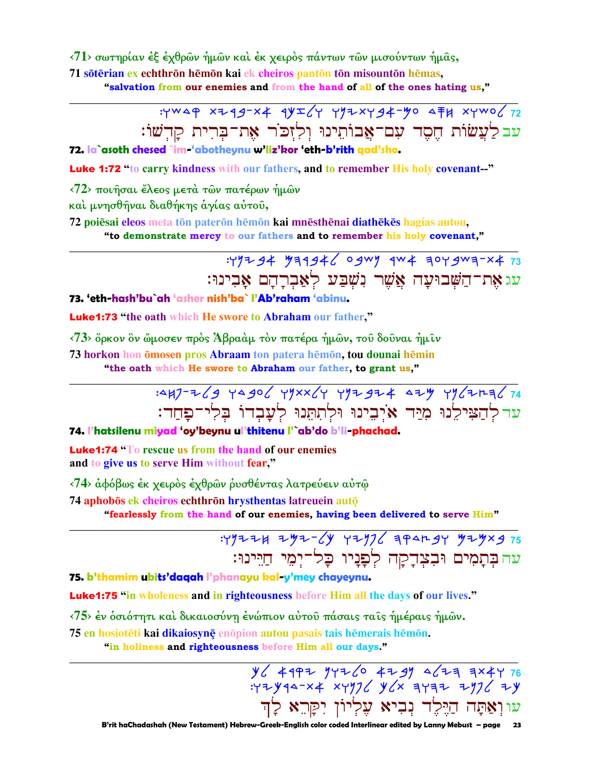‹71› σωτηρίαν ἐξ ἐχθρῶν ἡμῶν καὶ ἐκ χειρὸς πάντων τῶν μισούντων ἡμᾶς,

71 sōtērian ex echthrōn hēmōn kai ek cheiros pantōn tōn misountōn hēmas,

"salvation from our enemies and from the hand of all of the ones hating us,"

---

72 עב לַעֲשׂוֹת חֶסֶד עִם־אֲבוֹתֵינוּ וְלִזְכֹּר אֶת־בְּרִית קָדְשׁוֹ׃

**72. la`asoth chesed `im-'abotheynu w'liz'kor 'eth-b'rith qad'sho.**

**Luke 1:72** "to carry kindness with our fathers, and to remember His holy covenant--"

‹72› ποιῆσαι ἔλεος μετὰ τῶν πατέρων ἡμῶν
καὶ μνησθῆναι διαθήκης ἁγίας αὐτοῦ,

72 poiēsai eleos meta tōn paterōn hēmōn kai mnēsthēnai diathēkēs hagias autou,

"to demonstrate mercy to our fathers and to remember his holy covenant,"

---

73 עג אֶת־הַשְּׁבוּעָה אֲשֶׁר נִשְׁבַּע לְאַבְרָהָם אָבִינוּ׃

**73. 'eth-hash'bu`ah 'asher nish'ba` l'Ab'raham 'abinu.**

**Luke1:73** "the oath which He swore to Abraham our father,"

‹73› ὅρκον ὃν ὤμοσεν πρὸς Ἀβραὰμ τὸν πατέρα ἡμῶν, τοῦ δοῦναι ἡμῖν

73 horkon hon ōmosen pros Abraam ton patera hēmōn, tou dounai hēmin

"the oath which He swore to Abraham our father, to grant us,"

---

74 עד לְהַצִּילֵנוּ מִיַּד אֹיְבֵינוּ וּלְתִתֵּנוּ לְעָבְדוֹ בְּלִי־פָחַד׃

**74. l'hatsilenu miyad 'oy'beynu ul'thitenu l'`ab'do b'li-phachad.**

**Luke1:74** "To rescue us from the hand of our enemies
and to give us to serve Him without fear,"

‹74› ἀφόβως ἐκ χειρὸς ἐχθρῶν ῥυσθέντας λατρεύειν αὐτῷ

74 aphobōs ek cheiros echthrōn hrysthentas latreuein autō

"fearlessly from the hand of our enemies, having been delivered to serve Him"

---

75 עה בְּתָמִים וּבִצְדָקָה לְפָנָיו כָּל־יְמֵי חַיֵּינוּ׃

**75. b'thamim ubits'daqah l'phanayu kal-y'mey chayeynu.**

**Luke1:75** "in wholeness and in righteousness before Him all the days of our lives."

‹75› ἐν ὁσιότητι καὶ δικαιοσύνῃ ἐνώπιον αὐτοῦ πάσαις ταῖς ἡμέραις ἡμῶν.

75 en hosiotēti kai dikaiosynē enōpion autou pasais tais hēmerais hēmōn.

"in holiness and righteousness before Him all our days."

---

76 עו וְאַתָּה הַיֶּלֶד נְבִיא עֶלְיוֹן יִקָּרֵא לָךְ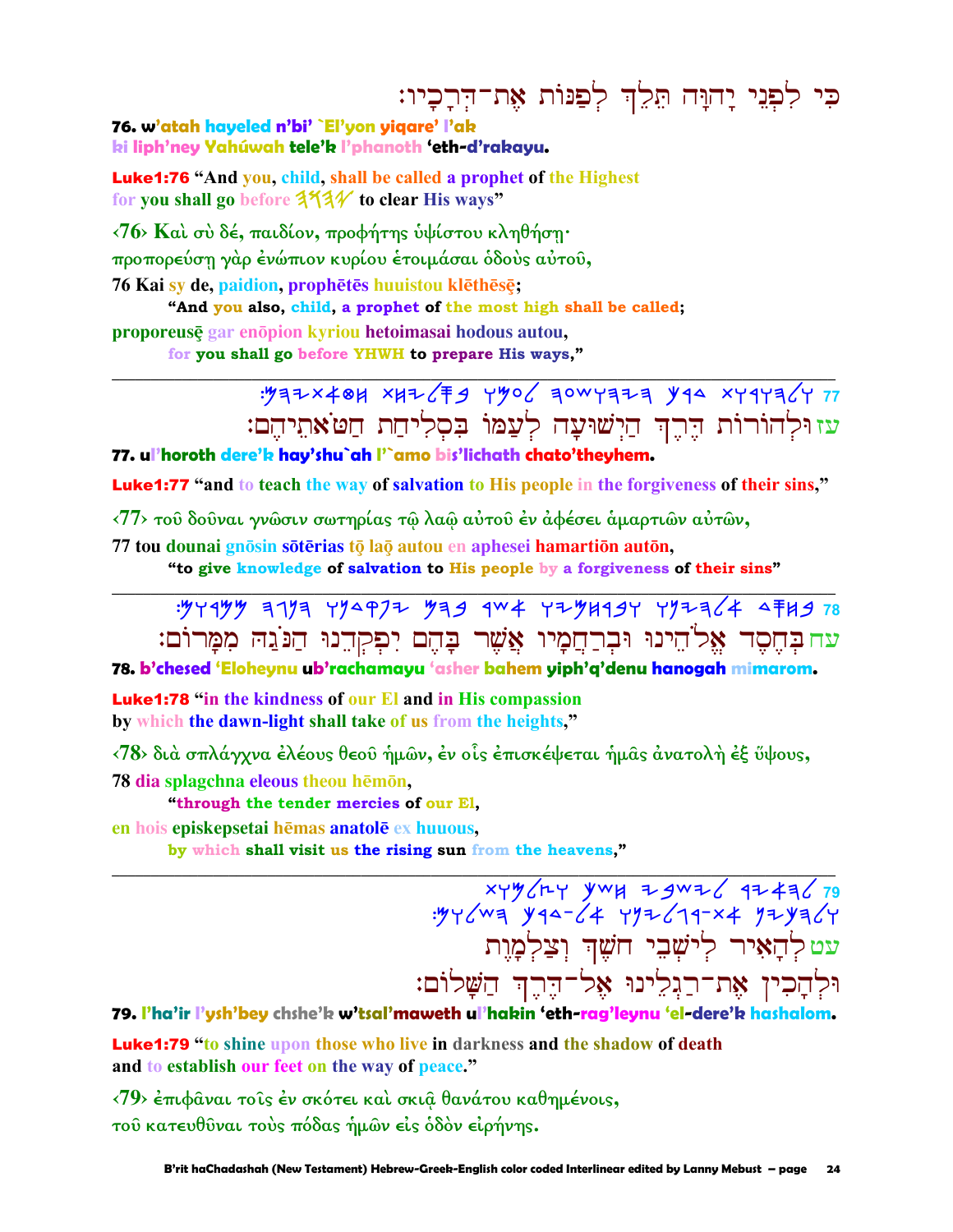כִּי לִפְנֵי יָהוָּה תֵּלֵךְ לְפַנּוֹת אֶת־דְּרָכָיו׃

**76. w'atah hayeled n'bi' `El'yon yiqare' l'ak ki liph'ney Yahúwah tele'k l'phanoth 'eth-d'rakayu.**

**Luke1:76** "And you, child, shall be called a prophet of the Highest for you shall go before 𐤄𐤅𐤄𐤉 to clear His ways"

‹76› Καὶ σὺ δέ, παιδίον, προφήτης ὑψίστου κληθήσῃ· προπορεύσῃ γὰρ ἐνώπιον κυρίου ἑτοιμάσαι ὁδοὺς αὐτοῦ,

76 Kai sy de, paidion, prophētēs huuistou klēthēsē;
"And you also, child, a prophet of the most high shall be called;
proporeusē gar enōpion kyriou hetoimasai hodous autou,
for you shall go before YHWH to prepare His ways,"

---

77 𐤅𐤋𐤄𐤅𐤓𐤅𐤕 𐤃𐤓𐤊 𐤄𐤉𐤔𐤅𐤏𐤄 𐤋𐤏𐤌𐤅 𐤁𐤎𐤋𐤉𐤇𐤕 𐤇𐤈𐤀𐤕𐤉𐤄𐤌׃

עז וּלְהוֹרוֹת דֶּרֶךְ הַיְשׁוּעָה לְעַמּוֹ בִּסְלִיחַת חַטֹּאתֵיהֶם׃

**77. ul'horoth dere'k hay'shu`ah l'`amo bis'lichath chato'theyhem.**

**Luke1:77** "and to teach the way of salvation to His people in the forgiveness of their sins,"

‹77› τοῦ δοῦναι γνῶσιν σωτηρίας τῷ λαῷ αὐτοῦ ἐν ἀφέσει ἁμαρτιῶν αὐτῶν,

77 tou dounai gnōsin sōtērias tō laō autou en aphesei hamartiōn autōn,
"to give knowledge of salvation to His people by a forgiveness of their sins"

---

78 𐤁𐤇𐤎𐤃 𐤀𐤋𐤄𐤉𐤍𐤅 𐤅𐤁𐤓𐤇𐤌𐤉𐤅 𐤀𐤔𐤓 𐤁𐤄𐤌 𐤉𐤐𐤒𐤃𐤍𐤅 𐤄𐤍𐤂𐤄 𐤌𐤌𐤓𐤅𐤌׃

עח בְּחֶסֶד אֱלֹהֵינוּ וּבְרַחֲמָיו אֲשֶׁר בָּהֶם יִפְקְדֵנוּ הַנֹּגַהּ מִמָּרוֹם׃

**78. b'chesed 'Eloheynu ub'rachamayu 'asher bahem yiph'q'denu hanogah mimarom.**

**Luke1:78** "in the kindness of our El and in His compassion by which the dawn-light shall take of us from the heights,"

‹78› διὰ σπλάγχνα ἐλέους θεοῦ ἡμῶν, ἐν οἷς ἐπισκέψεται ἡμᾶς ἀνατολὴ ἐξ ὕψους,

78 dia splagchna eleous theou hēmōn,
"through the tender mercies of our El,
en hois episkepsetai hēmas anatolē ex huuous,
by which shall visit us the rising sun from the heavens,"

---

79 𐤋𐤄𐤀𐤉𐤓 𐤋𐤉𐤔𐤁𐤉 𐤇𐤔𐤊 𐤅𐤑𐤋𐤌𐤅𐤕
𐤅𐤋𐤄𐤊𐤉𐤍 𐤀𐤕-𐤓𐤂𐤋𐤉𐤍𐤅 𐤀𐤋-𐤃𐤓𐤊 𐤄𐤔𐤋𐤅𐤌׃

עט לְהָאִיר לְיֹשְׁבֵי חֹשֶׁךְ וְצַלְמָוֶת
וּלְהָכִין אֶת־רַגְלֵינוּ אֶל־דֶּרֶךְ הַשָּׁלוֹם׃

**79. l'ha'ir l'ysh'bey chshe'k w'tsal'maweth ul'hakin 'eth-rag'leynu 'el-dere'k hashalom.**

**Luke1:79** "to shine upon those who live in darkness and the shadow of death and to establish our feet on the way of peace."

‹79› ἐπιφᾶναι τοῖς ἐν σκότει καὶ σκιᾷ θανάτου καθημένοις, τοῦ κατευθῦναι τοὺς πόδας ἡμῶν εἰς ὁδὸν εἰρήνης.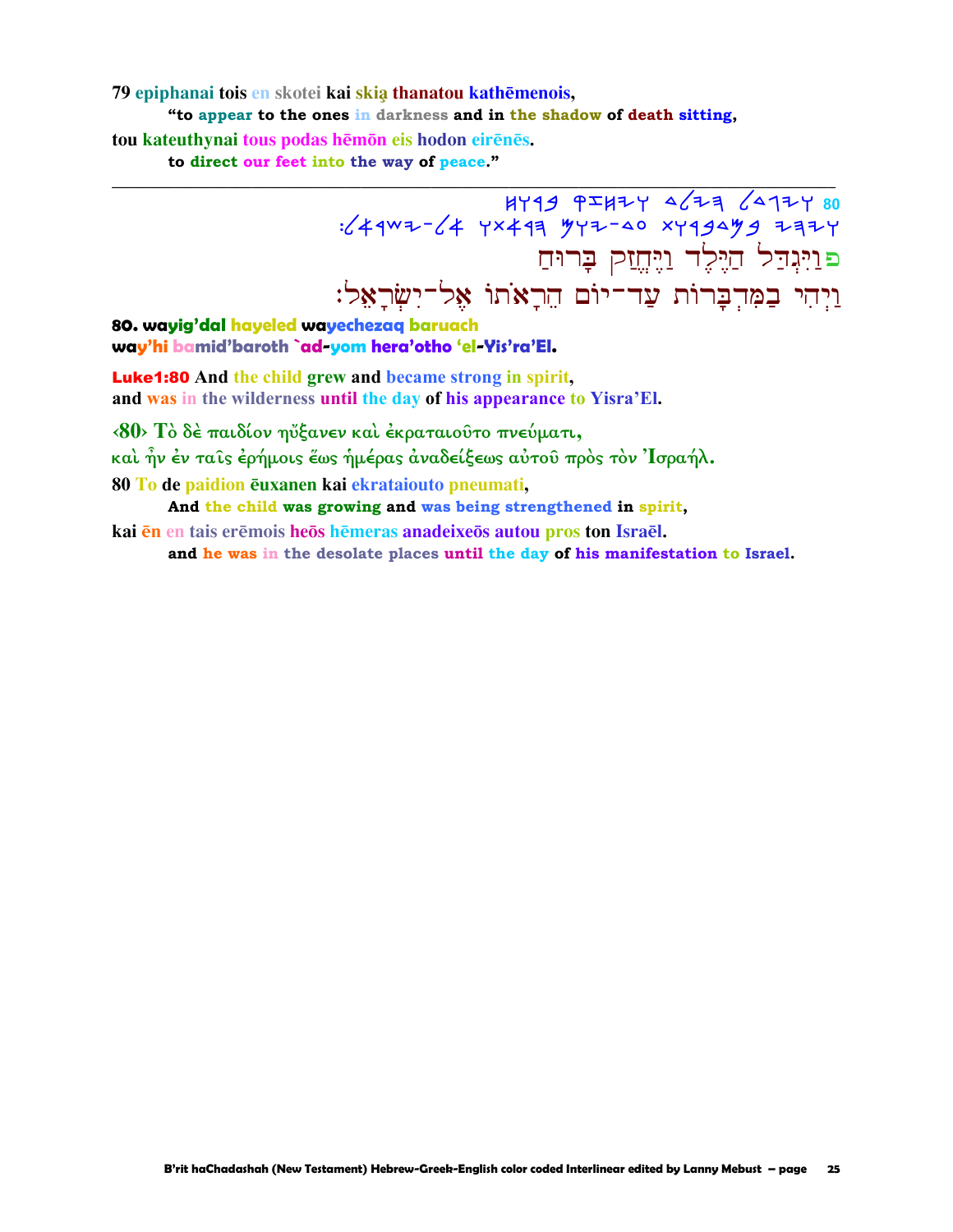**79 epiphanai tois en skotei kai skią thanatou kathēmenois,**

**"to appear to the ones in darkness and in the shadow of death sitting,**

**tou kateuthynai tous podas hēmōn eis hodon eirēnēs.**

**to direct our feet into the way of peace."**

---

HY49 ⵗ⌶HZY ⊿LZ⊣ L⊿1ZY 80
:L44WZ-L4 YX4⊣ ⴸYZ-⊿O XY49⊿ⴸ9 Z⊣ZY

פוַיִּגְדַּל הַיֶּלֶד וַיֶּחֱזַק בָּרוּחַ
וַיְהִי בַמִּדְבָּרוֹת עַד־יוֹם הֵרָאֹתוֹ אֶל־יִשְׂרָאֵל׃

**80. wayig'dal hayeled wayechezaq baruach**
**way'hi bamid'baroth `ad-yom hera'otho 'el-Yis'ra'El.**

**Luke1:80** And the child grew and became strong in spirit,
and was in the wilderness until the day of his appearance to Yisra'El.

‹80› Τὸ δὲ παιδίον ηὔξανεν καὶ ἐκραταιοῦτο πνεύματι,
καὶ ἦν ἐν ταῖς ἐρήμοις ἕως ἡμέρας ἀναδείξεως αὐτοῦ πρὸς τὸν Ἰσραήλ.

80 To de paidion ēuxanen kai ekrataiouto pneumati,

**And the child was growing and was being strengthened in spirit,**

kai ēn en tais erēmois heōs hēmeras anadeixeōs autou pros ton Israēl.

**and he was in the desolate places until the day of his manifestation to Israel.**